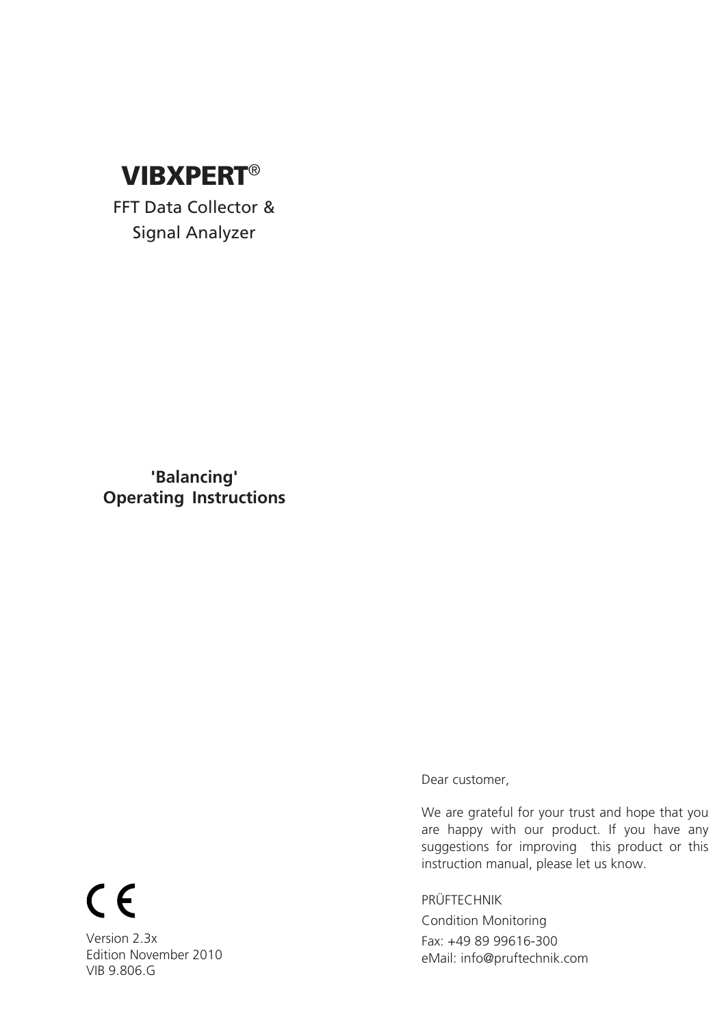# VIBXPERT®

FFT Data Collector &
Signal Analyzer

**'Balancing'**
**Operating Instructions**

CE

Version 2.3x
Edition November 2010
VIB 9.806.G

Dear customer,

We are grateful for your trust and hope that you are happy with our product. If you have any suggestions for improving this product or this instruction manual, please let us know.

PRÜFTECHNIK
Condition Monitoring
Fax: +49 89 99616-300
eMail: info@pruftechnik.com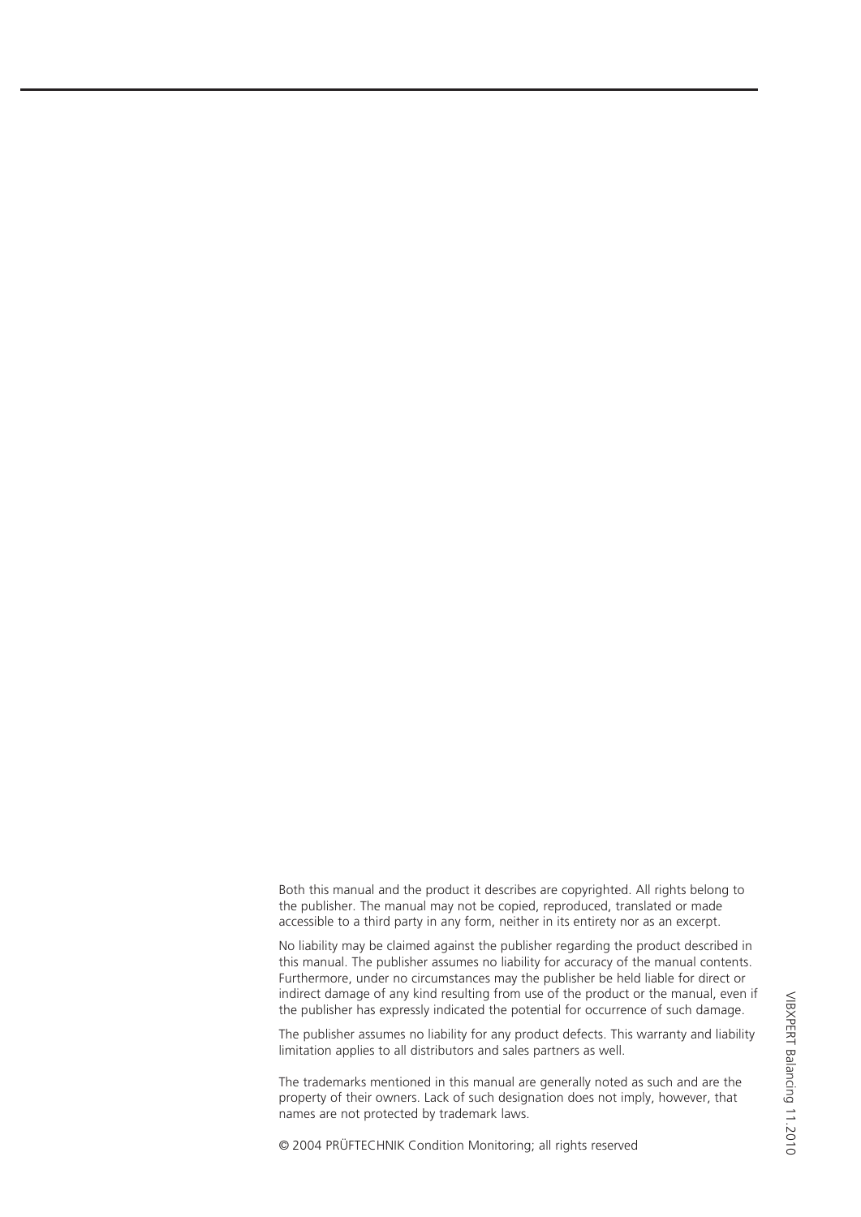Both this manual and the product it describes are copyrighted. All rights belong to the publisher. The manual may not be copied, reproduced, translated or made accessible to a third party in any form, neither in its entirety nor as an excerpt.

No liability may be claimed against the publisher regarding the product described in this manual. The publisher assumes no liability for accuracy of the manual contents. Furthermore, under no circumstances may the publisher be held liable for direct or indirect damage of any kind resulting from use of the product or the manual, even if the publisher has expressly indicated the potential for occurrence of such damage.

The publisher assumes no liability for any product defects. This warranty and liability limitation applies to all distributors and sales partners as well.

The trademarks mentioned in this manual are generally noted as such and are the property of their owners. Lack of such designation does not imply, however, that names are not protected by trademark laws.

© 2004 PRÜFTECHNIK Condition Monitoring; all rights reserved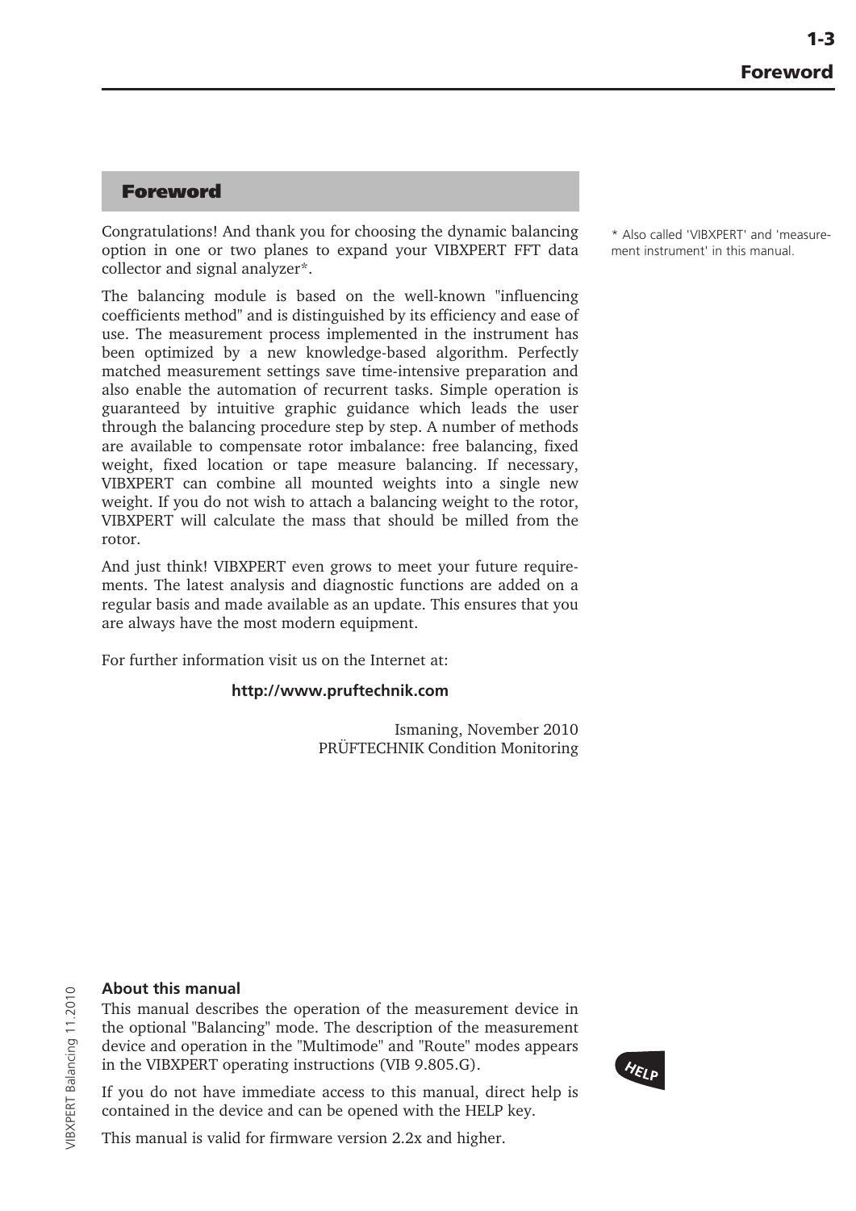## Foreword

Congratulations! And thank you for choosing the dynamic balancing option in one or two planes to expand your VIBXPERT FFT data collector and signal analyzer*.

* Also called 'VIBXPERT' and 'measurement instrument' in this manual.

The balancing module is based on the well-known "influencing coefficients method" and is distinguished by its efficiency and ease of use. The measurement process implemented in the instrument has been optimized by a new knowledge-based algorithm. Perfectly matched measurement settings save time-intensive preparation and also enable the automation of recurrent tasks. Simple operation is guaranteed by intuitive graphic guidance which leads the user through the balancing procedure step by step. A number of methods are available to compensate rotor imbalance: free balancing, fixed weight, fixed location or tape measure balancing. If necessary, VIBXPERT can combine all mounted weights into a single new weight. If you do not wish to attach a balancing weight to the rotor, VIBXPERT will calculate the mass that should be milled from the rotor.

And just think! VIBXPERT even grows to meet your future requirements. The latest analysis and diagnostic functions are added on a regular basis and made available as an update. This ensures that you are always have the most modern equipment.

For further information visit us on the Internet at:

**http://www.pruftechnik.com**

Ismaning, November 2010
PRÜFTECHNIK Condition Monitoring

**About this manual**

This manual describes the operation of the measurement device in the optional "Balancing" mode. The description of the measurement device and operation in the "Multimode" and "Route" modes appears in the VIBXPERT operating instructions (VIB 9.805.G).

If you do not have immediate access to this manual, direct help is contained in the device and can be opened with the HELP key.

This manual is valid for firmware version 2.2x and higher.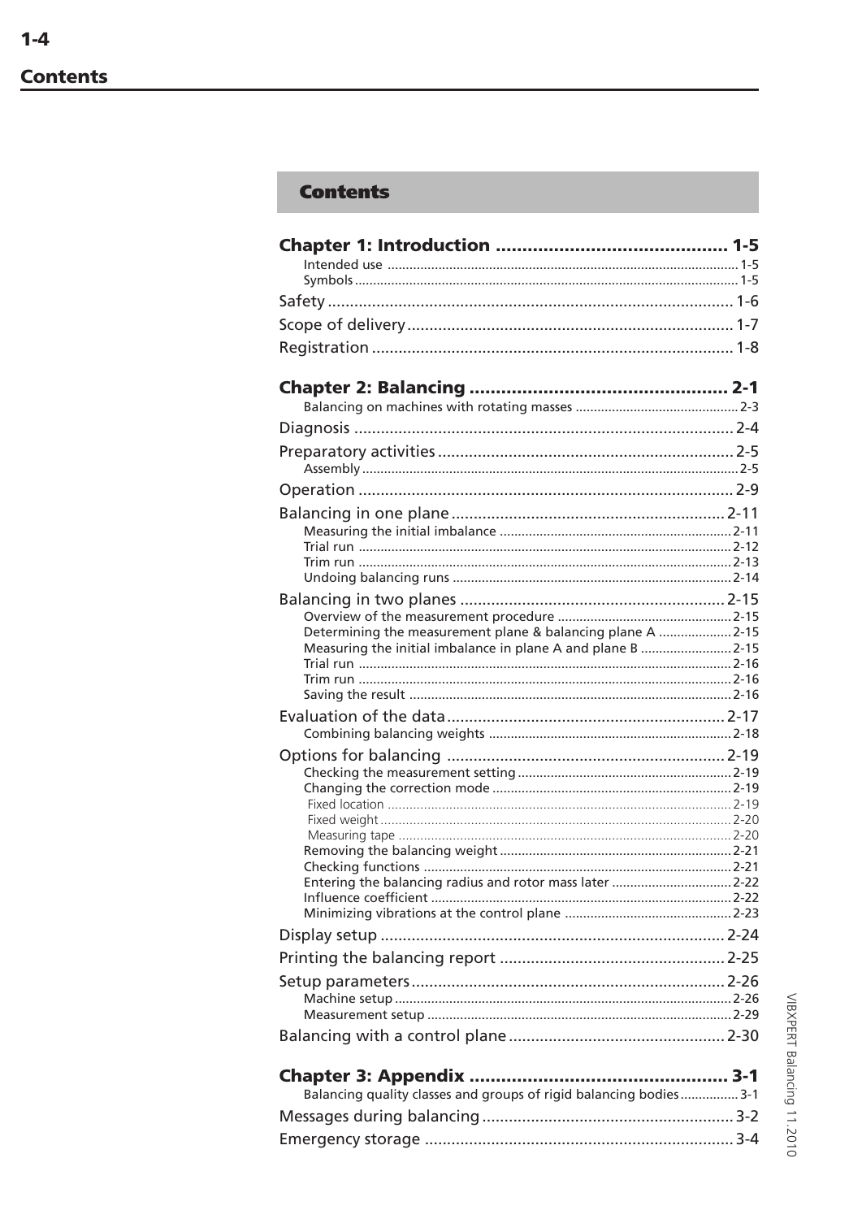## Contents

**Contents**

**Chapter 1: Introduction ............................................ 1-5**
- Intended use ............................................ 1-5
- Symbols ............................................ 1-5

Safety ............................................ 1-6

Scope of delivery ............................................ 1-7

Registration ............................................ 1-8

**Chapter 2: Balancing ............................................ 2-1**
- Balancing on machines with rotating masses ............................................ 2-3

Diagnosis ............................................ 2-4

Preparatory activities ............................................ 2-5
- Assembly ............................................ 2-5

Operation ............................................ 2-9

Balancing in one plane ............................................ 2-11
- Measuring the initial imbalance ............................................ 2-11
- Trial run ............................................ 2-12
- Trim run ............................................ 2-13
- Undoing balancing runs ............................................ 2-14

Balancing in two planes ............................................ 2-15
- Overview of the measurement procedure ............................................ 2-15
- Determining the measurement plane & balancing plane A ............................................ 2-15
- Measuring the initial imbalance in plane A and plane B ............................................ 2-15
- Trial run ............................................ 2-16
- Trim run ............................................ 2-16
- Saving the result ............................................ 2-16

Evaluation of the data ............................................ 2-17
- Combining balancing weights ............................................ 2-18

Options for balancing ............................................ 2-19
- Checking the measurement setting ............................................ 2-19
- Changing the correction mode ............................................ 2-19
  - Fixed location ............................................ 2-19
  - Fixed weight ............................................ 2-20
  - Measuring tape ............................................ 2-20
- Removing the balancing weight ............................................ 2-21
- Checking functions ............................................ 2-21
- Entering the balancing radius and rotor mass later ............................................ 2-22
- Influence coefficient ............................................ 2-22
- Minimizing vibrations at the control plane ............................................ 2-23

Display setup ............................................ 2-24

Printing the balancing report ............................................ 2-25

Setup parameters ............................................ 2-26
- Machine setup ............................................ 2-26
- Measurement setup ............................................ 2-29

Balancing with a control plane ............................................ 2-30

**Chapter 3: Appendix ............................................ 3-1**
- Balancing quality classes and groups of rigid balancing bodies ............................................ 3-1

Messages during balancing ............................................ 3-2

Emergency storage ............................................ 3-4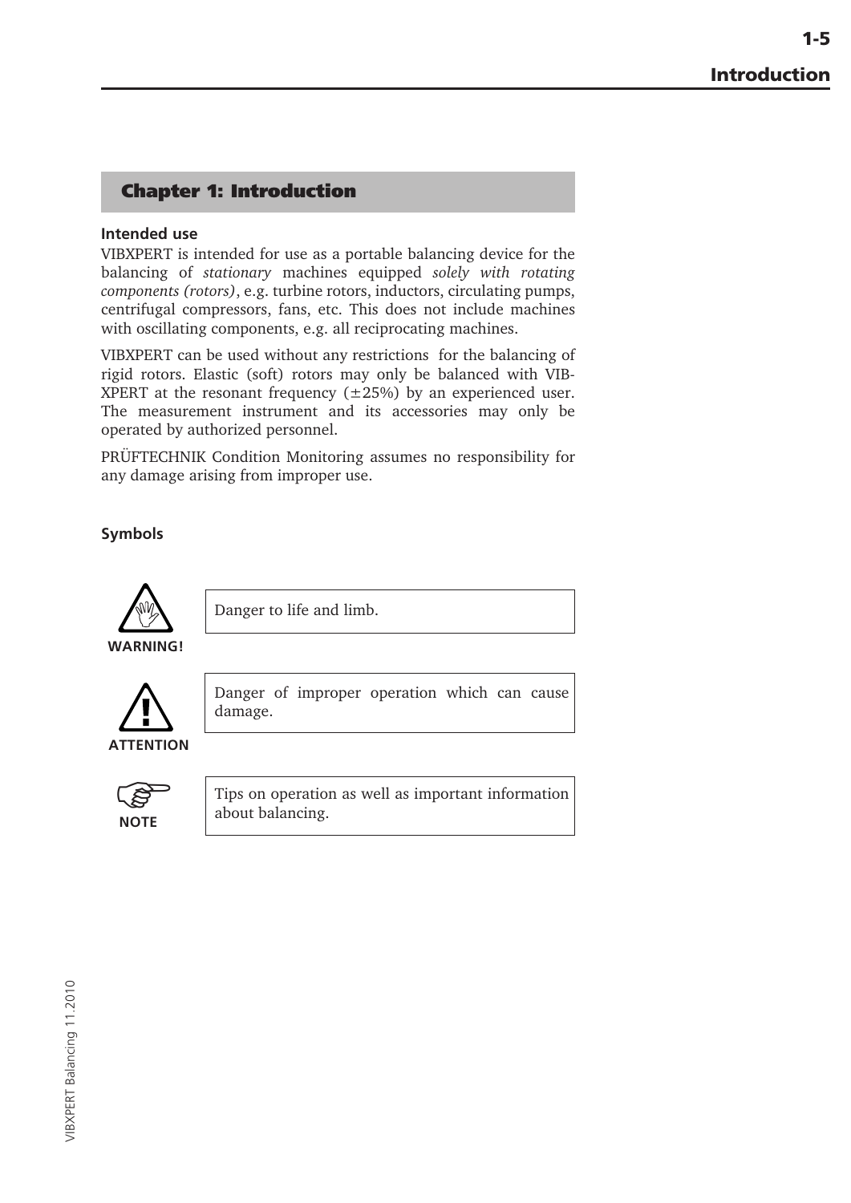# Chapter 1: Introduction

### Intended use

VIBXPERT is intended for use as a portable balancing device for the balancing of *stationary* machines equipped *solely with rotating components (rotors)*, e.g. turbine rotors, inductors, circulating pumps, centrifugal compressors, fans, etc. This does not include machines with oscillating components, e.g. all reciprocating machines.

VIBXPERT can be used without any restrictions for the balancing of rigid rotors. Elastic (soft) rotors may only be balanced with VIBXPERT at the resonant frequency (±25%) by an experienced user. The measurement instrument and its accessories may only be operated by authorized personnel.

PRÜFTECHNIK Condition Monitoring assumes no responsibility for any damage arising from improper use.

### Symbols

| | |
|---|---|
| **WARNING!** | Danger to life and limb. |
| **ATTENTION** | Danger of improper operation which can cause damage. |
| **NOTE** | Tips on operation as well as important information about balancing. |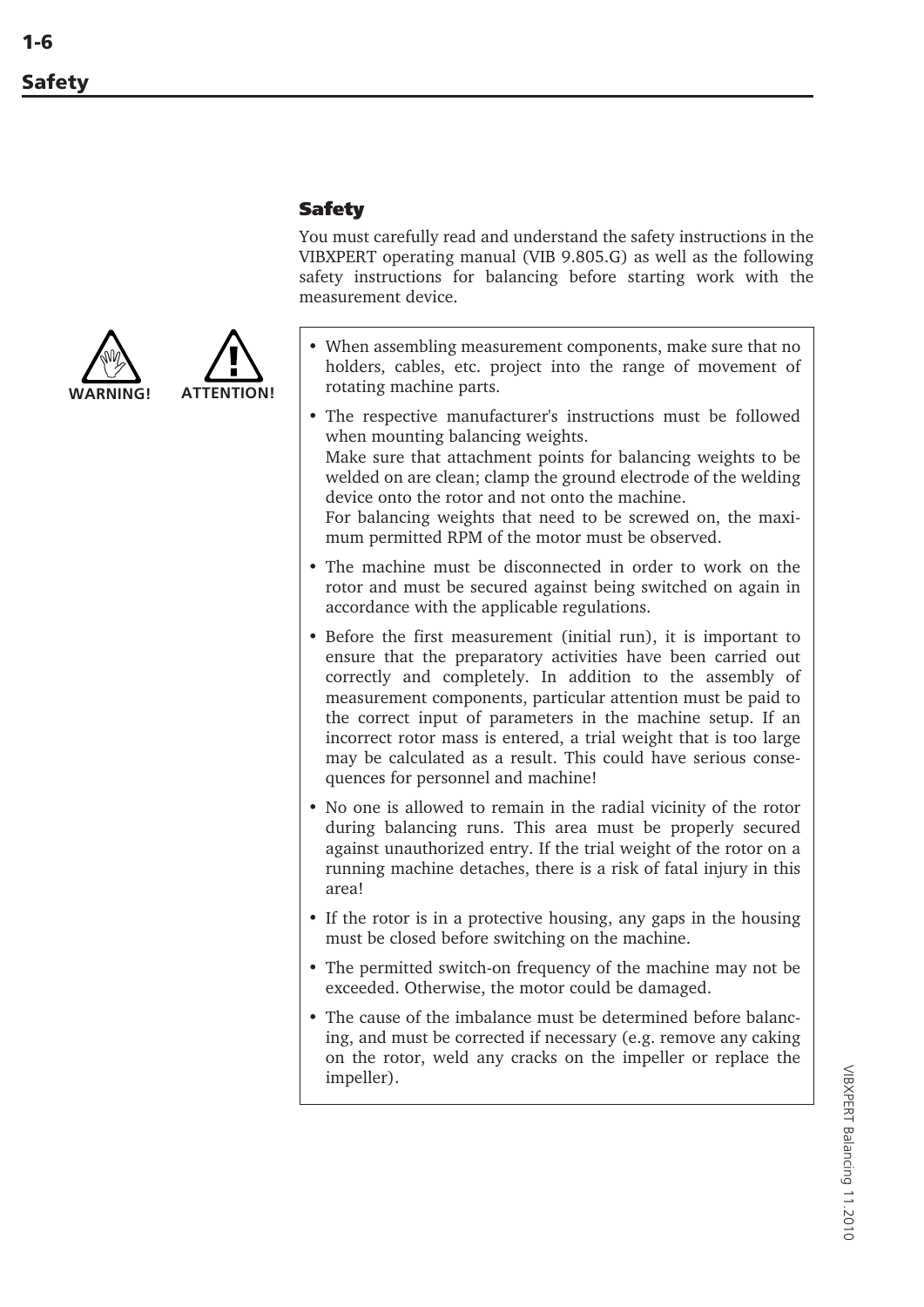## Safety

You must carefully read and understand the safety instructions in the VIBXPERT operating manual (VIB 9.805.G) as well as the following safety instructions for balancing before starting work with the measurement device.

WARNING! ATTENTION!

- When assembling measurement components, make sure that no holders, cables, etc. project into the range of movement of rotating machine parts.
- The respective manufacturer's instructions must be followed when mounting balancing weights.
  Make sure that attachment points for balancing weights to be welded on are clean; clamp the ground electrode of the welding device onto the rotor and not onto the machine.
  For balancing weights that need to be screwed on, the maximum permitted RPM of the motor must be observed.
- The machine must be disconnected in order to work on the rotor and must be secured against being switched on again in accordance with the applicable regulations.
- Before the first measurement (initial run), it is important to ensure that the preparatory activities have been carried out correctly and completely. In addition to the assembly of measurement components, particular attention must be paid to the correct input of parameters in the machine setup. If an incorrect rotor mass is entered, a trial weight that is too large may be calculated as a result. This could have serious consequences for personnel and machine!
- No one is allowed to remain in the radial vicinity of the rotor during balancing runs. This area must be properly secured against unauthorized entry. If the trial weight of the rotor on a running machine detaches, there is a risk of fatal injury in this area!
- If the rotor is in a protective housing, any gaps in the housing must be closed before switching on the machine.
- The permitted switch-on frequency of the machine may not be exceeded. Otherwise, the motor could be damaged.
- The cause of the imbalance must be determined before balancing, and must be corrected if necessary (e.g. remove any caking on the rotor, weld any cracks on the impeller or replace the impeller).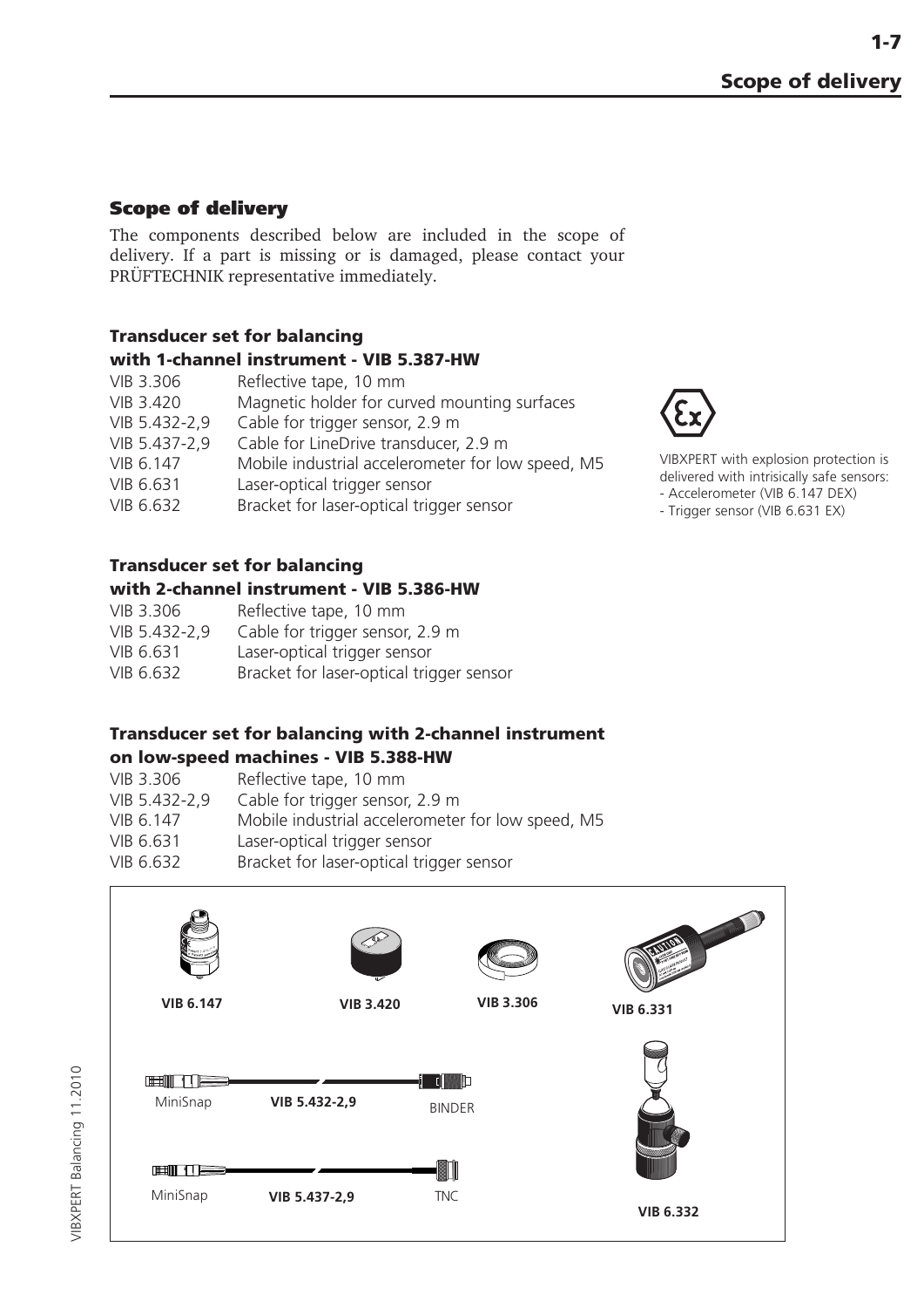## Scope of delivery

The components described below are included in the scope of delivery. If a part is missing or is damaged, please contact your PRÜFTECHNIK representative immediately.

### Transducer set for balancing with 1-channel instrument - VIB 5.387-HW

| | |
|---|---|
| VIB 3.306 | Reflective tape, 10 mm |
| VIB 3.420 | Magnetic holder for curved mounting surfaces |
| VIB 5.432-2,9 | Cable for trigger sensor, 2.9 m |
| VIB 5.437-2,9 | Cable for LineDrive transducer, 2.9 m |
| VIB 6.147 | Mobile industrial accelerometer for low speed, M5 |
| VIB 6.631 | Laser-optical trigger sensor |
| VIB 6.632 | Bracket for laser-optical trigger sensor |

VIBXPERT with explosion protection is delivered with intrisically safe sensors:
- Accelerometer (VIB 6.147 DEX)
- Trigger sensor (VIB 6.631 EX)

### Transducer set for balancing with 2-channel instrument - VIB 5.386-HW

| | |
|---|---|
| VIB 3.306 | Reflective tape, 10 mm |
| VIB 5.432-2,9 | Cable for trigger sensor, 2.9 m |
| VIB 6.631 | Laser-optical trigger sensor |
| VIB 6.632 | Bracket for laser-optical trigger sensor |

### Transducer set for balancing with 2-channel instrument on low-speed machines - VIB 5.388-HW

| | |
|---|---|
| VIB 3.306 | Reflective tape, 10 mm |
| VIB 5.432-2,9 | Cable for trigger sensor, 2.9 m |
| VIB 6.147 | Mobile industrial accelerometer for low speed, M5 |
| VIB 6.631 | Laser-optical trigger sensor |
| VIB 6.632 | Bracket for laser-optical trigger sensor |

VIB 6.147

VIB 3.420

VIB 3.306

VIB 6.331

MiniSnap

VIB 5.432-2,9

BINDER

MiniSnap

VIB 5.437-2,9

TNC

VIB 6.332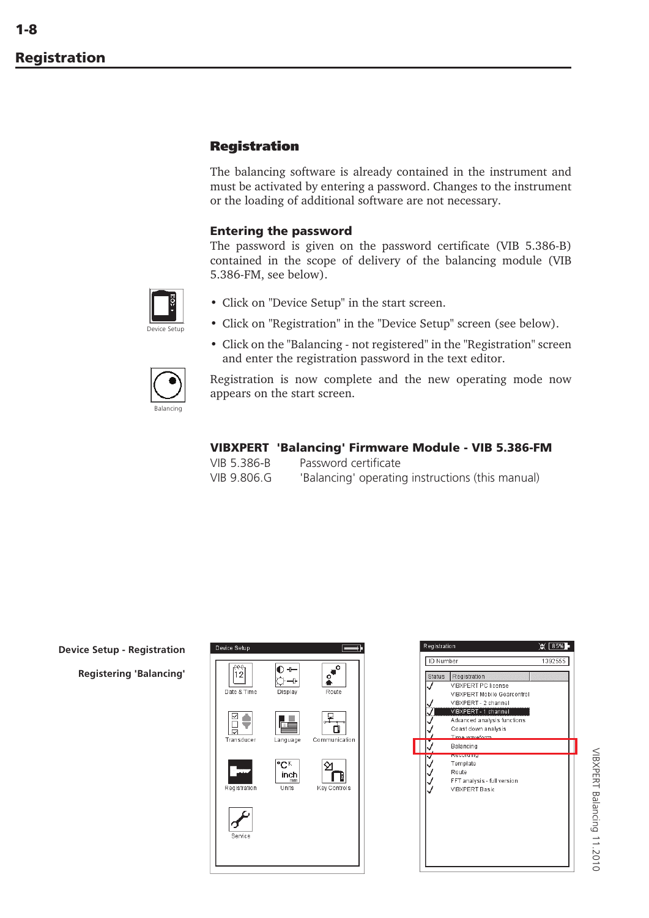# Registration

## Registration

The balancing software is already contained in the instrument and must be activated by entering a password. Changes to the instrument or the loading of additional software are not necessary.

### Entering the password

The password is given on the password certificate (VIB 5.386-B) contained in the scope of delivery of the balancing module (VIB 5.386-FM, see below).

Device Setup

- Click on "Device Setup" in the start screen.
- Click on "Registration" in the "Device Setup" screen (see below).
- Click on the "Balancing - not registered" in the "Registration" screen and enter the registration password in the text editor.

Balancing

Registration is now complete and the new operating mode now appears on the start screen.

### VIBXPERT 'Balancing' Firmware Module - VIB 5.386-FM

| | |
|---|---|
| VIB 5.386-B | Password certificate |
| VIB 9.806.G | 'Balancing' operating instructions (this manual) |

**Device Setup - Registration**

**Registering 'Balancing'**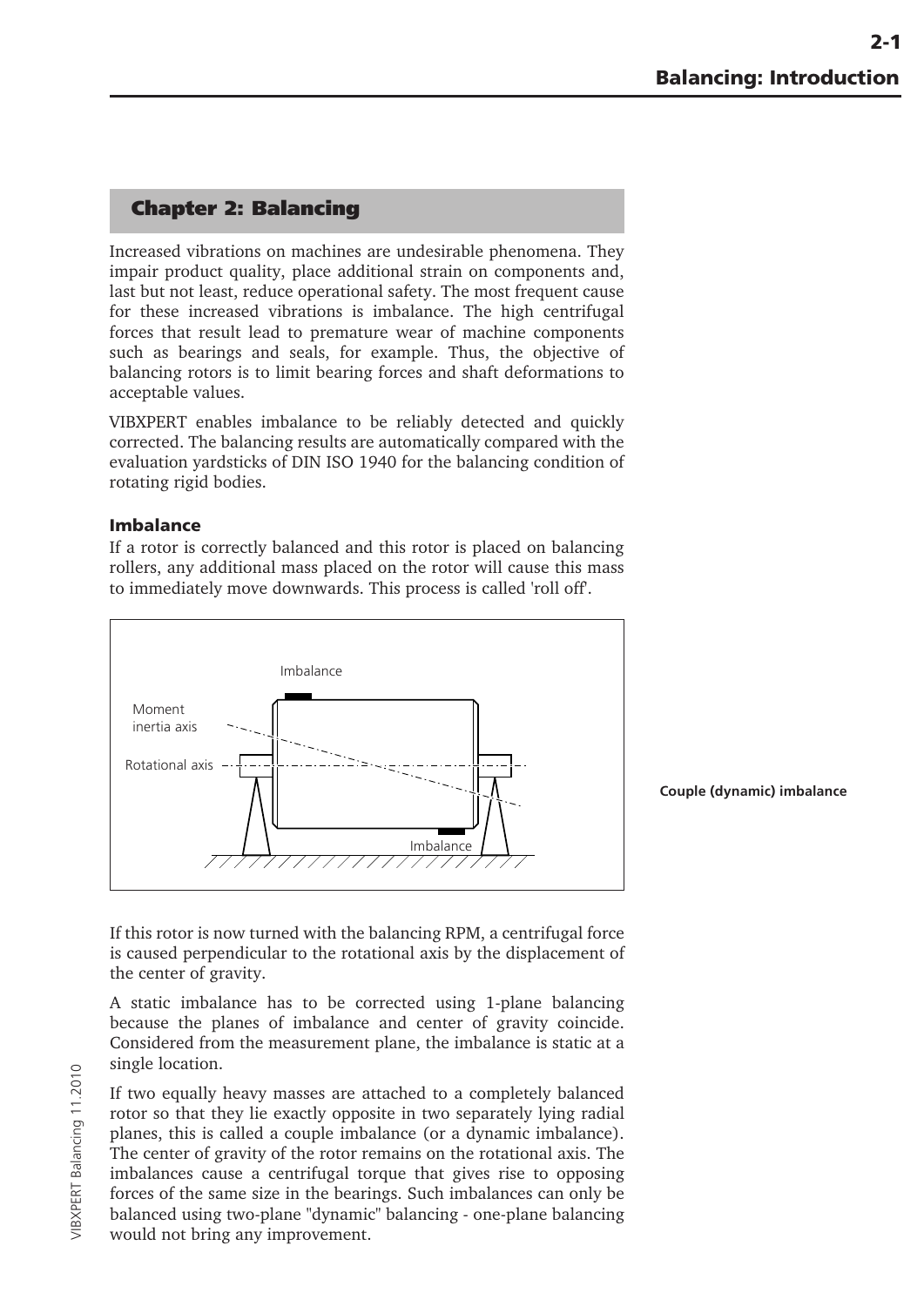## Chapter 2: Balancing

Increased vibrations on machines are undesirable phenomena. They impair product quality, place additional strain on components and, last but not least, reduce operational safety. The most frequent cause for these increased vibrations is imbalance. The high centrifugal forces that result lead to premature wear of machine components such as bearings and seals, for example. Thus, the objective of balancing rotors is to limit bearing forces and shaft deformations to acceptable values.

VIBXPERT enables imbalance to be reliably detected and quickly corrected. The balancing results are automatically compared with the evaluation yardsticks of DIN ISO 1940 for the balancing condition of rotating rigid bodies.

### Imbalance

If a rotor is correctly balanced and this rotor is placed on balancing rollers, any additional mass placed on the rotor will cause this mass to immediately move downwards. This process is called 'roll off'.

Imbalance

Moment inertia axis

Rotational axis

Imbalance

**Couple (dynamic) imbalance**

If this rotor is now turned with the balancing RPM, a centrifugal force is caused perpendicular to the rotational axis by the displacement of the center of gravity.

A static imbalance has to be corrected using 1-plane balancing because the planes of imbalance and center of gravity coincide. Considered from the measurement plane, the imbalance is static at a single location.

If two equally heavy masses are attached to a completely balanced rotor so that they lie exactly opposite in two separately lying radial planes, this is called a couple imbalance (or a dynamic imbalance). The center of gravity of the rotor remains on the rotational axis. The imbalances cause a centrifugal torque that gives rise to opposing forces of the same size in the bearings. Such imbalances can only be balanced using two-plane "dynamic" balancing - one-plane balancing would not bring any improvement.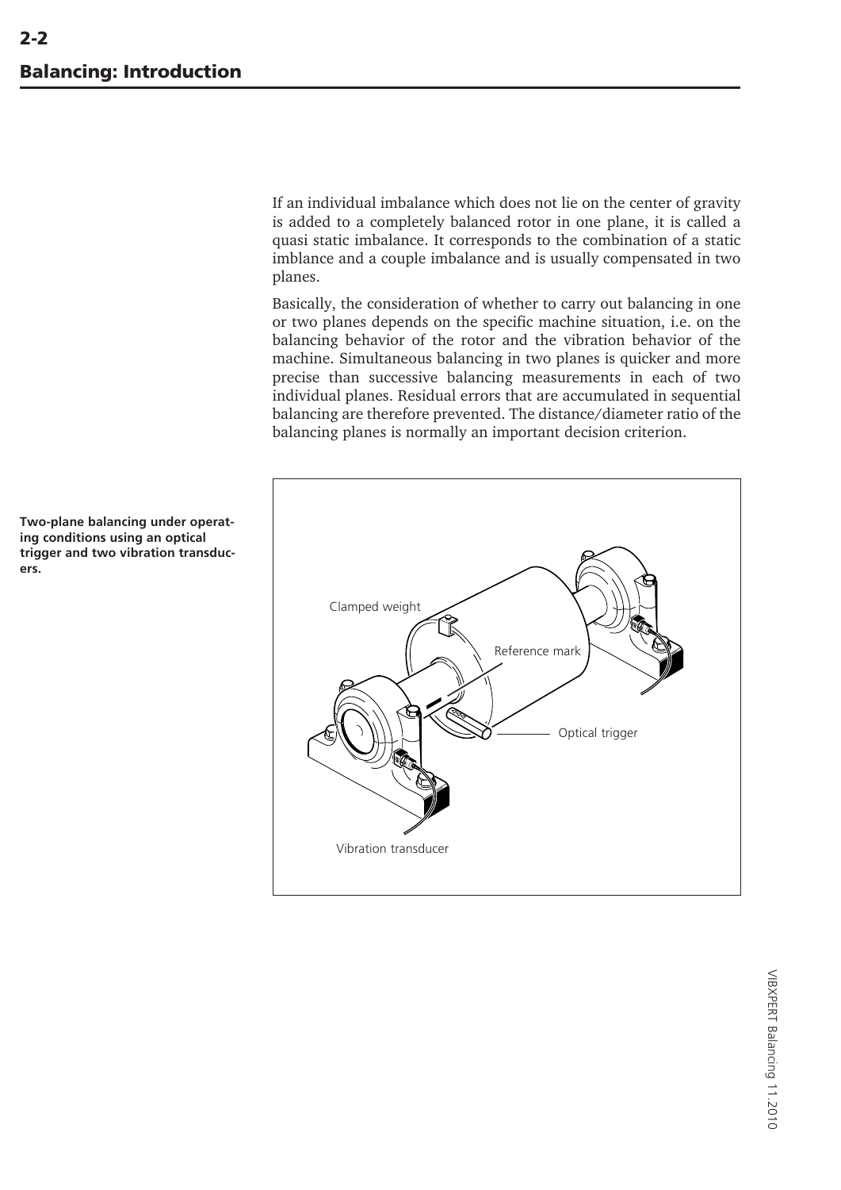If an individual imbalance which does not lie on the center of gravity is added to a completely balanced rotor in one plane, it is called a quasi static imbalance. It corresponds to the combination of a static imblance and a couple imbalance and is usually compensated in two planes.

Basically, the consideration of whether to carry out balancing in one or two planes depends on the specific machine situation, i.e. on the balancing behavior of the rotor and the vibration behavior of the machine. Simultaneous balancing in two planes is quicker and more precise than successive balancing measurements in each of two individual planes. Residual errors that are accumulated in sequential balancing are therefore prevented. The distance/diameter ratio of the balancing planes is normally an important decision criterion.

**Two-plane balancing under operating conditions using an optical trigger and two vibration transducers.**

Clamped weight

Reference mark

Optical trigger

Vibration transducer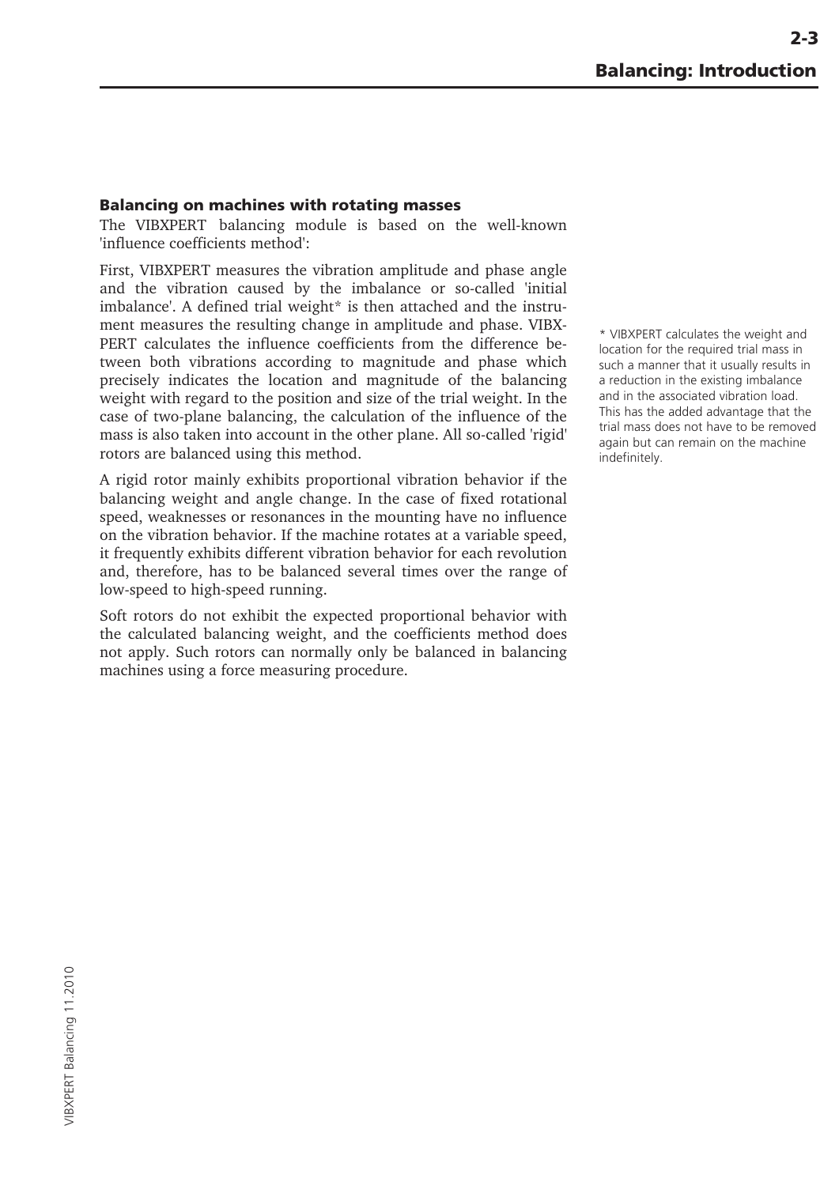### Balancing on machines with rotating masses

The VIBXPERT balancing module is based on the well-known 'influence coefficients method':

First, VIBXPERT measures the vibration amplitude and phase angle and the vibration caused by the imbalance or so-called 'initial imbalance'. A defined trial weight* is then attached and the instrument measures the resulting change in amplitude and phase. VIBXPERT calculates the influence coefficients from the difference between both vibrations according to magnitude and phase which precisely indicates the location and magnitude of the balancing weight with regard to the position and size of the trial weight. In the case of two-plane balancing, the calculation of the influence of the mass is also taken into account in the other plane. All so-called 'rigid' rotors are balanced using this method.

A rigid rotor mainly exhibits proportional vibration behavior if the balancing weight and angle change. In the case of fixed rotational speed, weaknesses or resonances in the mounting have no influence on the vibration behavior. If the machine rotates at a variable speed, it frequently exhibits different vibration behavior for each revolution and, therefore, has to be balanced several times over the range of low-speed to high-speed running.

Soft rotors do not exhibit the expected proportional behavior with the calculated balancing weight, and the coefficients method does not apply. Such rotors can normally only be balanced in balancing machines using a force measuring procedure.

* VIBXPERT calculates the weight and location for the required trial mass in such a manner that it usually results in a reduction in the existing imbalance and in the associated vibration load. This has the added advantage that the trial mass does not have to be removed again but can remain on the machine indefinitely.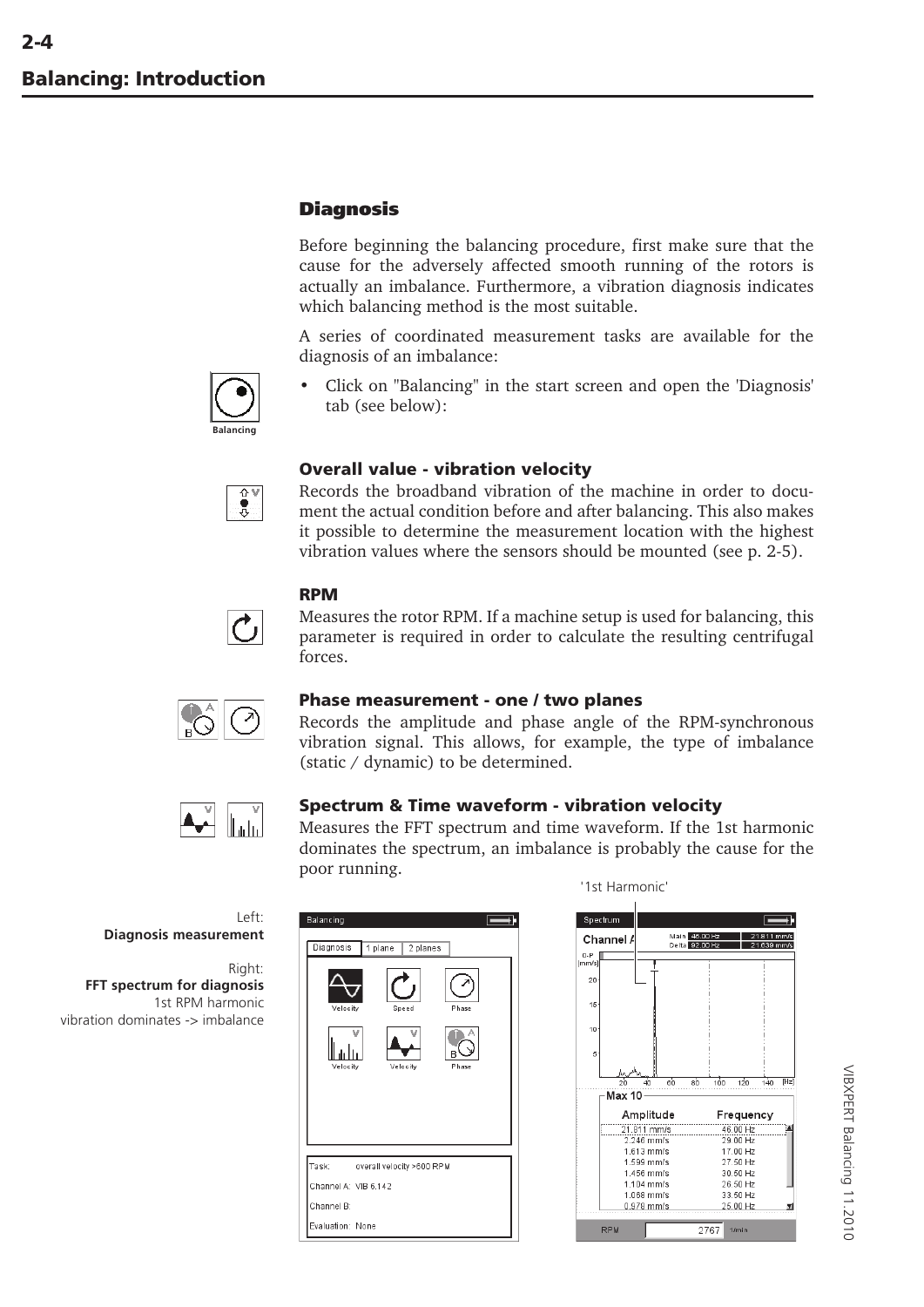## Diagnosis

Before beginning the balancing procedure, first make sure that the cause for the adversely affected smooth running of the rotors is actually an imbalance. Furthermore, a vibration diagnosis indicates which balancing method is the most suitable.

A series of coordinated measurement tasks are available for the diagnosis of an imbalance:

- Click on "Balancing" in the start screen and open the 'Diagnosis' tab (see below):

### Overall value - vibration velocity

Records the broadband vibration of the machine in order to document the actual condition before and after balancing. This also makes it possible to determine the measurement location with the highest vibration values where the sensors should be mounted (see p. 2-5).

### RPM

Measures the rotor RPM. If a machine setup is used for balancing, this parameter is required in order to calculate the resulting centrifugal forces.

### Phase measurement - one / two planes

Records the amplitude and phase angle of the RPM-synchronous vibration signal. This allows, for example, the type of imbalance (static / dynamic) to be determined.

### Spectrum & Time waveform - vibration velocity

Measures the FFT spectrum and time waveform. If the 1st harmonic dominates the spectrum, an imbalance is probably the cause for the poor running.

Left:
**Diagnosis measurement**

Right:
**FFT spectrum for diagnosis**
1st RPM harmonic vibration dominates -> imbalance

'1st Harmonic'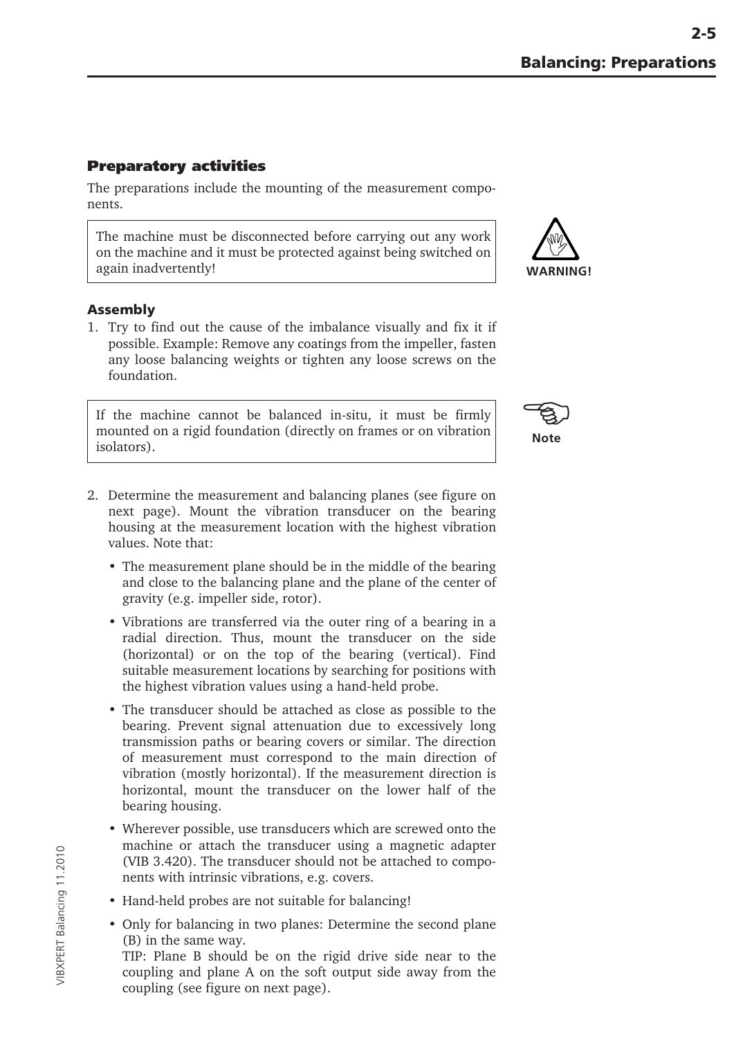## Preparatory activities

The preparations include the mounting of the measurement components.

> The machine must be disconnected before carrying out any work on the machine and it must be protected against being switched on again inadvertently!

WARNING!

### Assembly

1. Try to find out the cause of the imbalance visually and fix it if possible. Example: Remove any coatings from the impeller, fasten any loose balancing weights or tighten any loose screws on the foundation.

> If the machine cannot be balanced in-situ, it must be firmly mounted on a rigid foundation (directly on frames or on vibration isolators).

Note

2. Determine the measurement and balancing planes (see figure on next page). Mount the vibration transducer on the bearing housing at the measurement location with the highest vibration values. Note that:
   - The measurement plane should be in the middle of the bearing and close to the balancing plane and the plane of the center of gravity (e.g. impeller side, rotor).
   - Vibrations are transferred via the outer ring of a bearing in a radial direction. Thus, mount the transducer on the side (horizontal) or on the top of the bearing (vertical). Find suitable measurement locations by searching for positions with the highest vibration values using a hand-held probe.
   - The transducer should be attached as close as possible to the bearing. Prevent signal attenuation due to excessively long transmission paths or bearing covers or similar. The direction of measurement must correspond to the main direction of vibration (mostly horizontal). If the measurement direction is horizontal, mount the transducer on the lower half of the bearing housing.
   - Wherever possible, use transducers which are screwed onto the machine or attach the transducer using a magnetic adapter (VIB 3.420). The transducer should not be attached to components with intrinsic vibrations, e.g. covers.
   - Hand-held probes are not suitable for balancing!
   - Only for balancing in two planes: Determine the second plane (B) in the same way.
     TIP: Plane B should be on the rigid drive side near to the coupling and plane A on the soft output side away from the coupling (see figure on next page).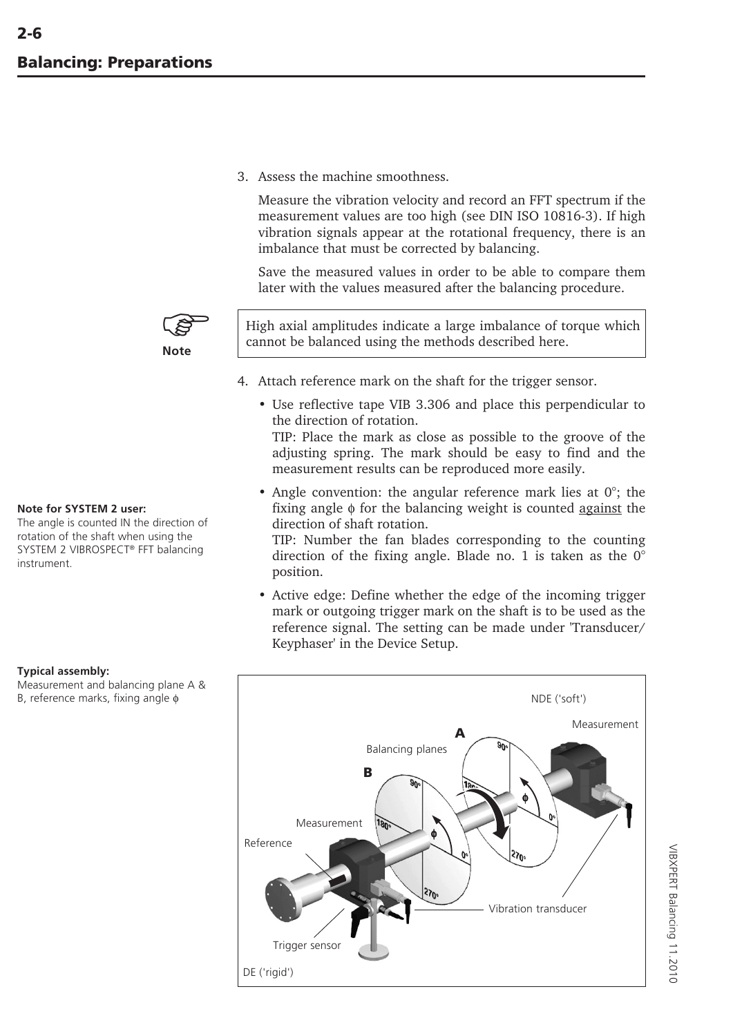## Balancing: Preparations

3. Assess the machine smoothness.

   Measure the vibration velocity and record an FFT spectrum if the measurement values are too high (see DIN ISO 10816-3). If high vibration signals appear at the rotational frequency, there is an imbalance that must be corrected by balancing.

   Save the measured values in order to be able to compare them later with the values measured after the balancing procedure.

**Note**

> High axial amplitudes indicate a large imbalance of torque which cannot be balanced using the methods described here.

4. Attach reference mark on the shaft for the trigger sensor.

   - Use reflective tape VIB 3.306 and place this perpendicular to the direction of rotation.
     TIP: Place the mark as close as possible to the groove of the adjusting spring. The mark should be easy to find and the measurement results can be reproduced more easily.
   - Angle convention: the angular reference mark lies at 0°; the fixing angle ϕ for the balancing weight is counted against the direction of shaft rotation.
     TIP: Number the fan blades corresponding to the counting direction of the fixing angle. Blade no. 1 is taken as the 0° position.
   - Active edge: Define whether the edge of the incoming trigger mark or outgoing trigger mark on the shaft is to be used as the reference signal. The setting can be made under 'Transducer/ Keyphaser' in the Device Setup.

**Note for SYSTEM 2 user:**
The angle is counted IN the direction of rotation of the shaft when using the SYSTEM 2 VIBROSPECT® FFT balancing instrument.

**Typical assembly:**
Measurement and balancing plane A & B, reference marks, fixing angle ϕ

NDE ('soft')
Measurement
A
Balancing planes
B
90°
180°
0°
270°
ϕ
Measurement
Reference
Vibration transducer
Trigger sensor
DE ('rigid')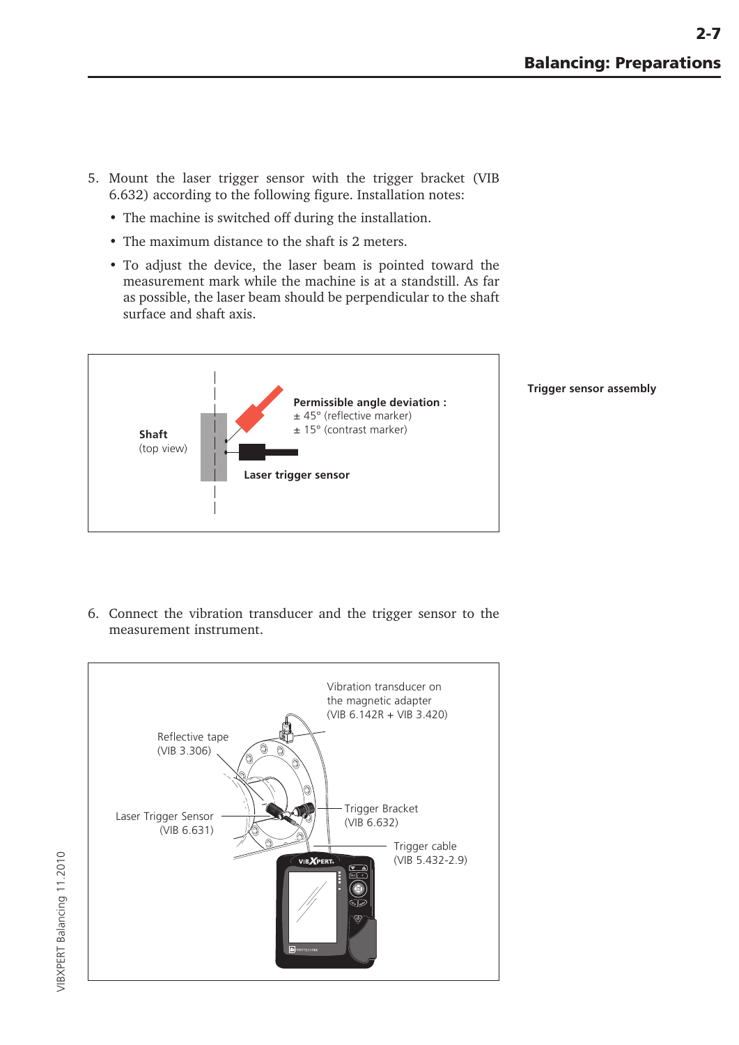5. Mount the laser trigger sensor with the trigger bracket (VIB 6.632) according to the following figure. Installation notes:
   - The machine is switched off during the installation.
   - The maximum distance to the shaft is 2 meters.
   - To adjust the device, the laser beam is pointed toward the measurement mark while the machine is at a standstill. As far as possible, the laser beam should be perpendicular to the shaft surface and shaft axis.

**Trigger sensor assembly**

**Shaft**
(top view)

**Permissible angle deviation :**
± 45° (reflective marker)
± 15° (contrast marker)

**Laser trigger sensor**

6. Connect the vibration transducer and the trigger sensor to the measurement instrument.

Vibration transducer on the magnetic adapter (VIB 6.142R + VIB 3.420)

Reflective tape (VIB 3.306)

Laser Trigger Sensor (VIB 6.631)

Trigger Bracket (VIB 6.632)

Trigger cable (VIB 5.432-2.9)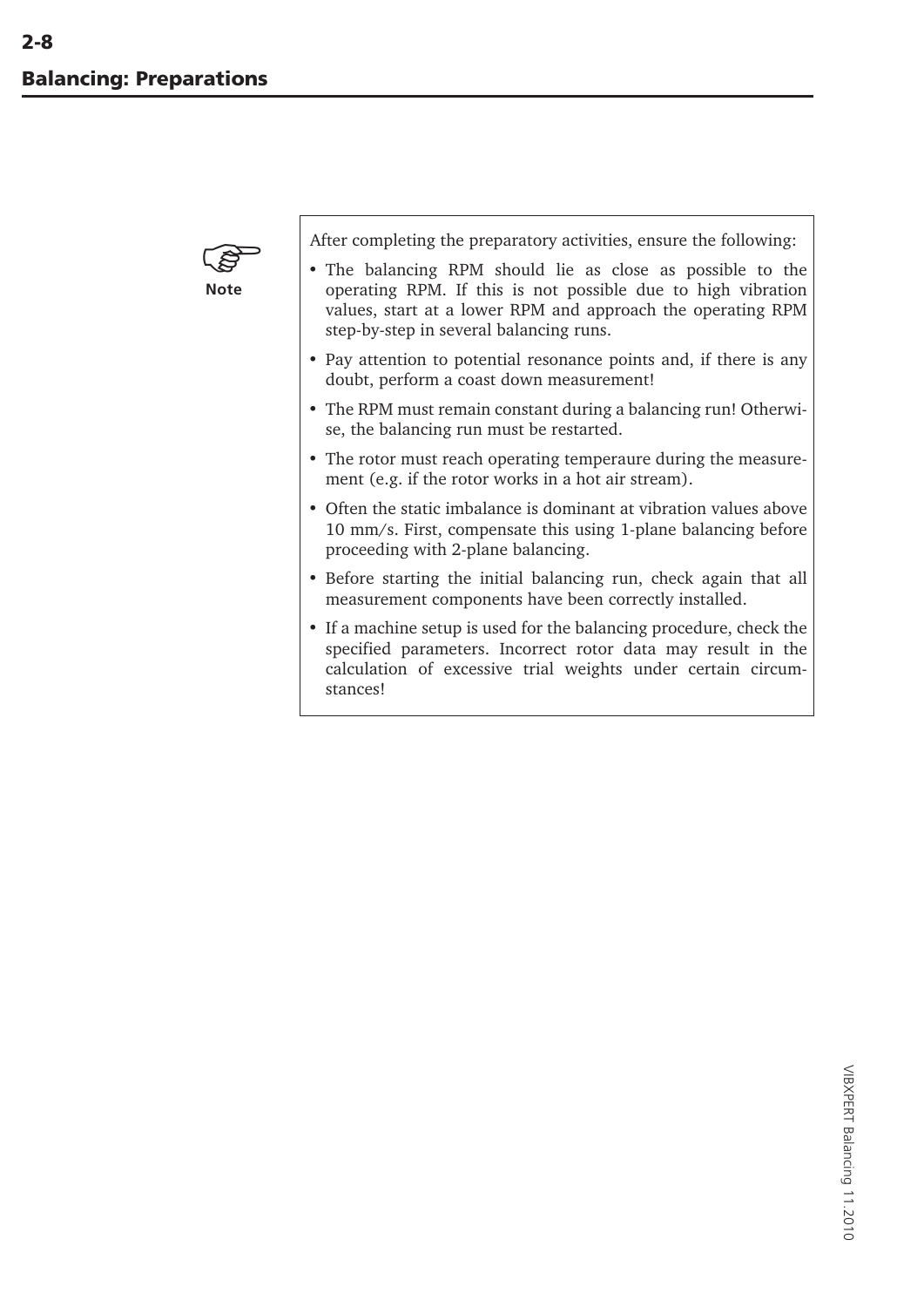**Note**

After completing the preparatory activities, ensure the following:

- The balancing RPM should lie as close as possible to the operating RPM. If this is not possible due to high vibration values, start at a lower RPM and approach the operating RPM step-by-step in several balancing runs.
- Pay attention to potential resonance points and, if there is any doubt, perform a coast down measurement!
- The RPM must remain constant during a balancing run! Otherwise, the balancing run must be restarted.
- The rotor must reach operating temperaure during the measurement (e.g. if the rotor works in a hot air stream).
- Often the static imbalance is dominant at vibration values above 10 mm/s. First, compensate this using 1-plane balancing before proceeding with 2-plane balancing.
- Before starting the initial balancing run, check again that all measurement components have been correctly installed.
- If a machine setup is used for the balancing procedure, check the specified parameters. Incorrect rotor data may result in the calculation of excessive trial weights under certain circumstances!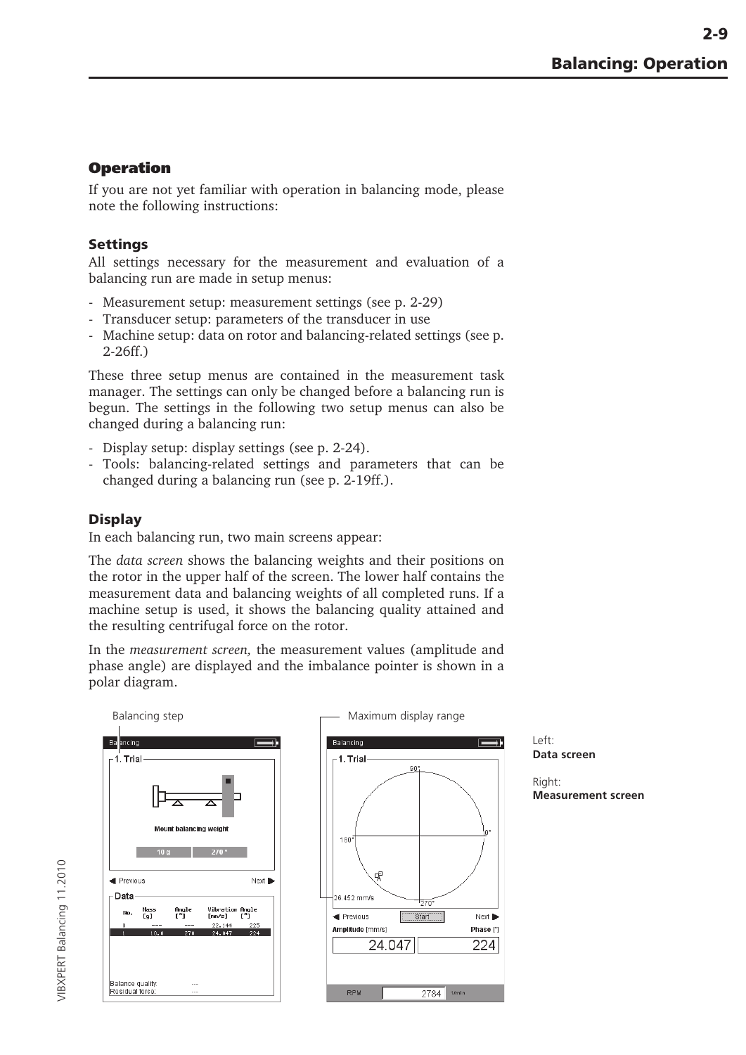## Operation

If you are not yet familiar with operation in balancing mode, please note the following instructions:

### Settings

All settings necessary for the measurement and evaluation of a balancing run are made in setup menus:

- Measurement setup: measurement settings (see p. 2-29)
- Transducer setup: parameters of the transducer in use
- Machine setup: data on rotor and balancing-related settings (see p. 2-26ff.)

These three setup menus are contained in the measurement task manager. The settings can only be changed before a balancing run is begun. The settings in the following two setup menus can also be changed during a balancing run:

- Display setup: display settings (see p. 2-24).
- Tools: balancing-related settings and parameters that can be changed during a balancing run (see p. 2-19ff.).

### Display

In each balancing run, two main screens appear:

The *data screen* shows the balancing weights and their positions on the rotor in the upper half of the screen. The lower half contains the measurement data and balancing weights of all completed runs. If a machine setup is used, it shows the balancing quality attained and the resulting centrifugal force on the rotor.

In the *measurement screen,* the measurement values (amplitude and phase angle) are displayed and the imbalance pointer is shown in a polar diagram.

Balancing step

Balancing
1. Trial
Mount balancing weight
10 g
270 °
◀ Previous
Next ▶
Data

| No. | Mass [g] | Angle [°] | Vibration [mm/s] | Angle [°] |
|---|---|---|---|---|
| 0 | --- | --- | 22.144 | 225 |
| 1 | 10.0 | 270 | 24.047 | 224 |

Balance quality: ---
Residual force: ---

Maximum display range

Balancing
1. Trial
90°
0°
180°
270°
26.452 mm/s
◀ Previous
Start
Next ▶
Amplitude [mm/s]
Phase [°]
24.047
224
RPM
2784
1/min

Left:
**Data screen**

Right:
**Measurement screen**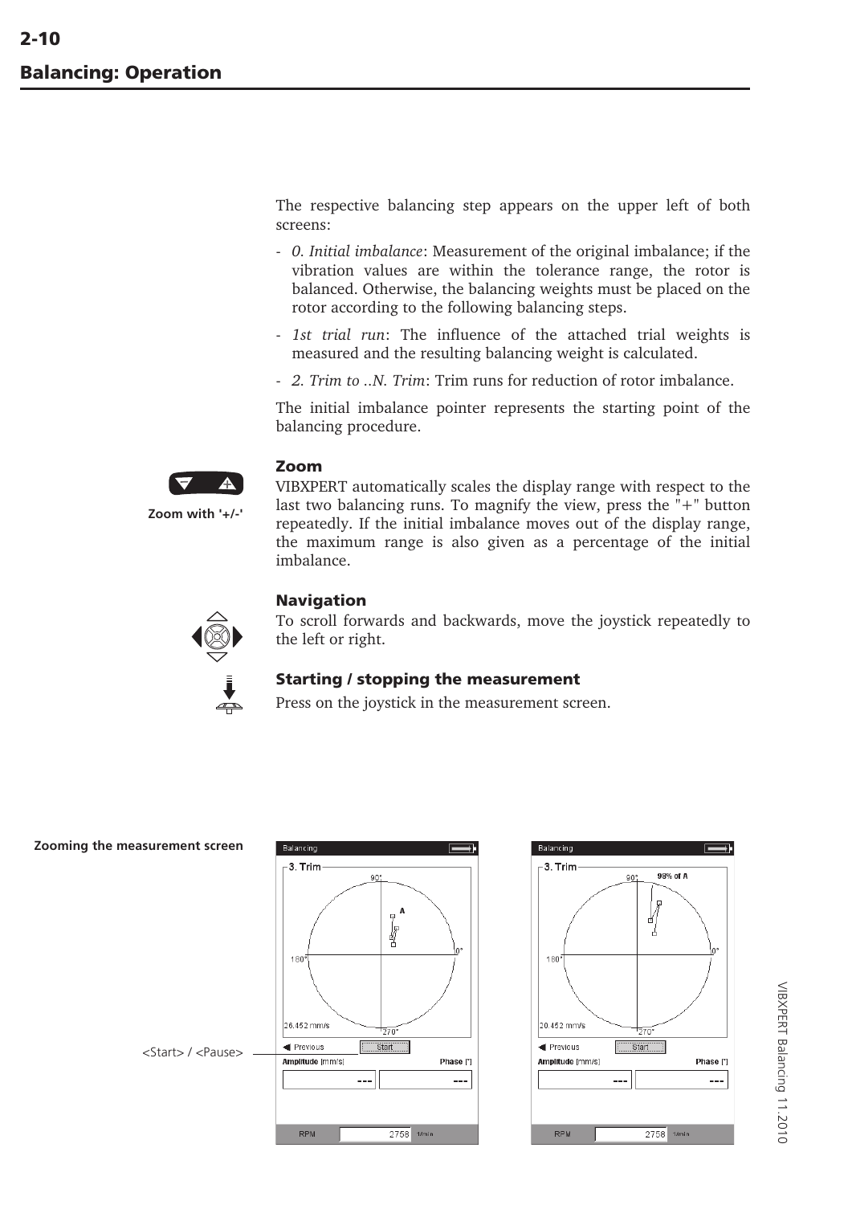The respective balancing step appears on the upper left of both screens:

- *0. Initial imbalance*: Measurement of the original imbalance; if the vibration values are within the tolerance range, the rotor is balanced. Otherwise, the balancing weights must be placed on the rotor according to the following balancing steps.
- *1st trial run*: The influence of the attached trial weights is measured and the resulting balancing weight is calculated.
- *2. Trim to ..N. Trim*: Trim runs for reduction of rotor imbalance.

The initial imbalance pointer represents the starting point of the balancing procedure.

### Zoom

Zoom with '+/-'

VIBXPERT automatically scales the display range with respect to the last two balancing runs. To magnify the view, press the "+" button repeatedly. If the initial imbalance moves out of the display range, the maximum range is also given as a percentage of the initial imbalance.

### Navigation

To scroll forwards and backwards, move the joystick repeatedly to the left or right.

### Starting / stopping the measurement

Press on the joystick in the measurement screen.

Zooming the measurement screen

<Start> / <Pause>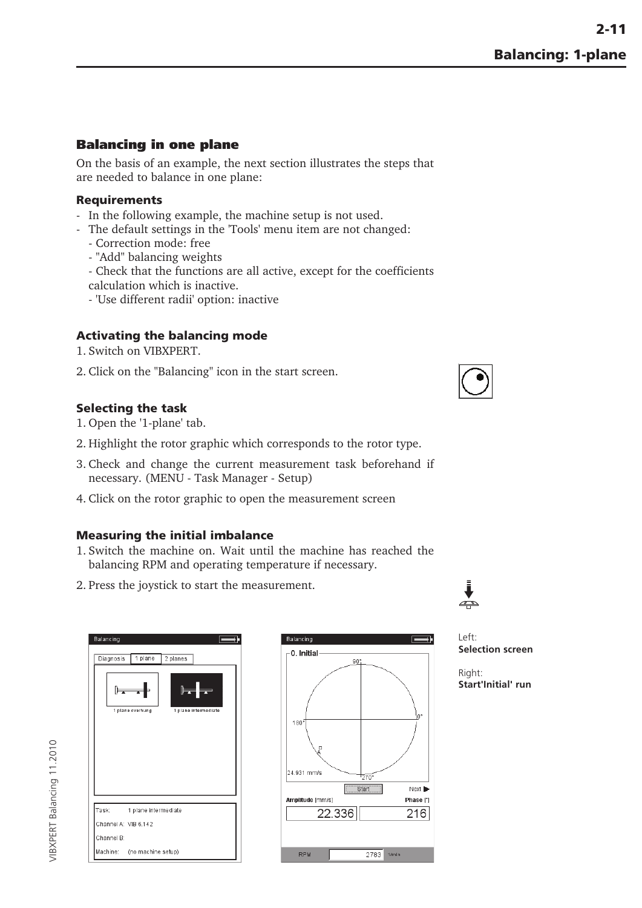## Balancing in one plane

On the basis of an example, the next section illustrates the steps that are needed to balance in one plane:

### Requirements

- In the following example, the machine setup is not used.
- The default settings in the 'Tools' menu item are not changed:
  - Correction mode: free
  - "Add" balancing weights
  - Check that the functions are all active, except for the coefficients calculation which is inactive.
  - 'Use different radii' option: inactive

### Activating the balancing mode

1. Switch on VIBXPERT.
2. Click on the "Balancing" icon in the start screen.

### Selecting the task

1. Open the '1-plane' tab.
2. Highlight the rotor graphic which corresponds to the rotor type.
3. Check and change the current measurement task beforehand if necessary. (MENU - Task Manager - Setup)
4. Click on the rotor graphic to open the measurement screen

### Measuring the initial imbalance

1. Switch the machine on. Wait until the machine has reached the balancing RPM and operating temperature if necessary.
2. Press the joystick to start the measurement.

Balancing

Diagnosis | 1 plane | 2 planes

1 plane overhung

1 plane intermediate

Task: 1 plane intermediate

Channel A: VIB 6.142

Channel B:

Machine: (no machine setup)

Balancing

0. Initial

90°

180°

0°

270°

24.931 mm/s

Start

Next

Amplitude [mm/s] 22.336

Phase [°] 216

RPM 2783 1/min

Left:
**Selection screen**

Right:
**Start'Initial' run**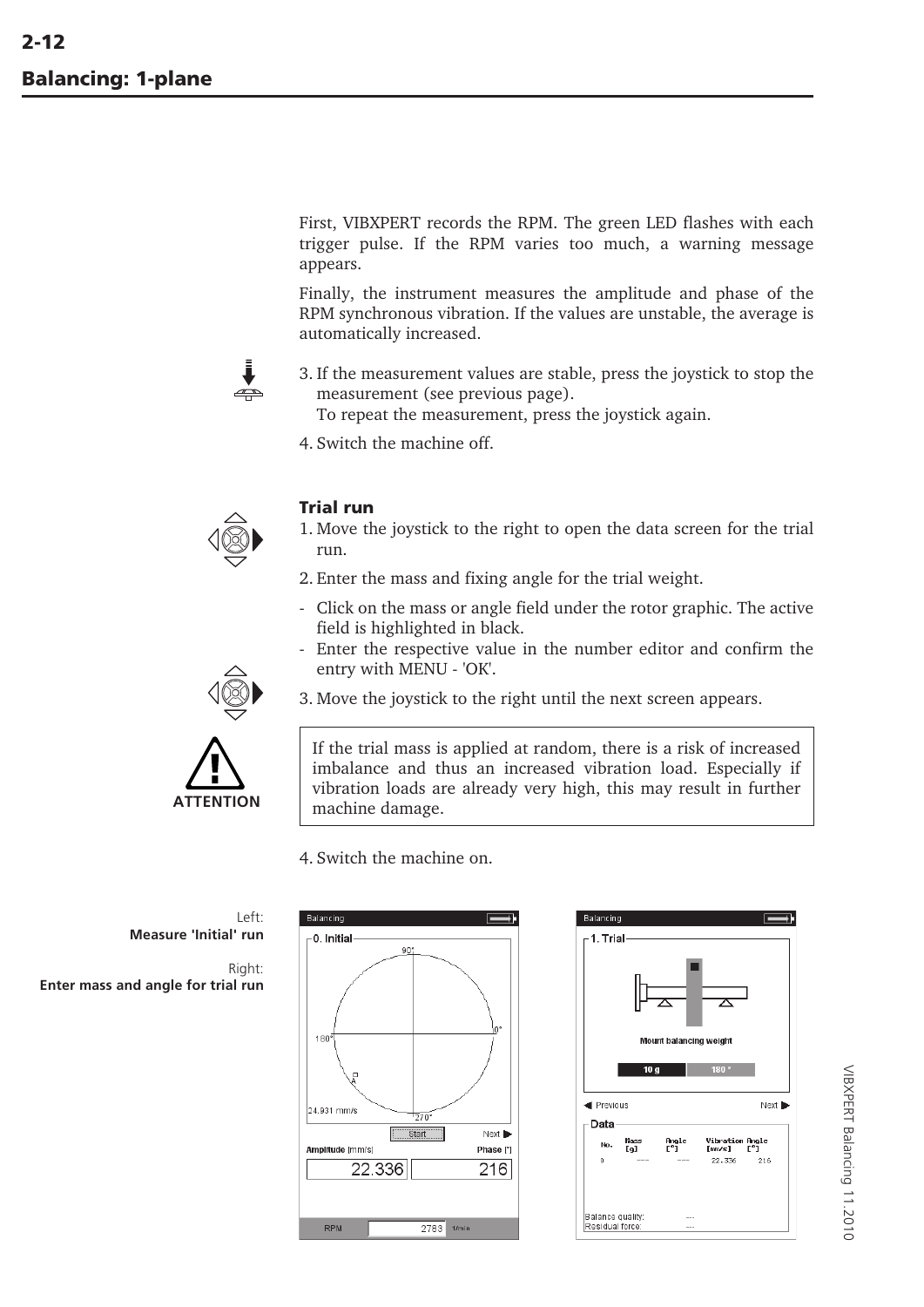First, VIBXPERT records the RPM. The green LED flashes with each trigger pulse. If the RPM varies too much, a warning message appears.

Finally, the instrument measures the amplitude and phase of the RPM synchronous vibration. If the values are unstable, the average is automatically increased.

3. If the measurement values are stable, press the joystick to stop the measurement (see previous page).
   To repeat the measurement, press the joystick again.
4. Switch the machine off.

### Trial run

1. Move the joystick to the right to open the data screen for the trial run.
2. Enter the mass and fixing angle for the trial weight.

- Click on the mass or angle field under the rotor graphic. The active field is highlighted in black.
- Enter the respective value in the number editor and confirm the entry with MENU - 'OK'.

3. Move the joystick to the right until the next screen appears.

**ATTENTION**

> If the trial mass is applied at random, there is a risk of increased imbalance and thus an increased vibration load. Especially if vibration loads are already very high, this may result in further machine damage.

4. Switch the machine on.

Left:
**Measure 'Initial' run**

Right:
**Enter mass and angle for trial run**

Balancing
0. Initial
90°
180°
0°
270°
24.931 mm/s
Start
Next
Amplitude [mm/s]
Phase [°]
22.336
216
RPM
2783
1/min

Balancing
1. Trial
Mount balancing weight
10 g
180 °
Previous
Next
Data

| No. | Mass [g] | Angle [°] | Vibration [mm/s] | Angle [°] |
|---|---|---|---|---|
| 0 | ---- | ---- | 22.336 | 216 |

Balance quality: ---
Residual force: ---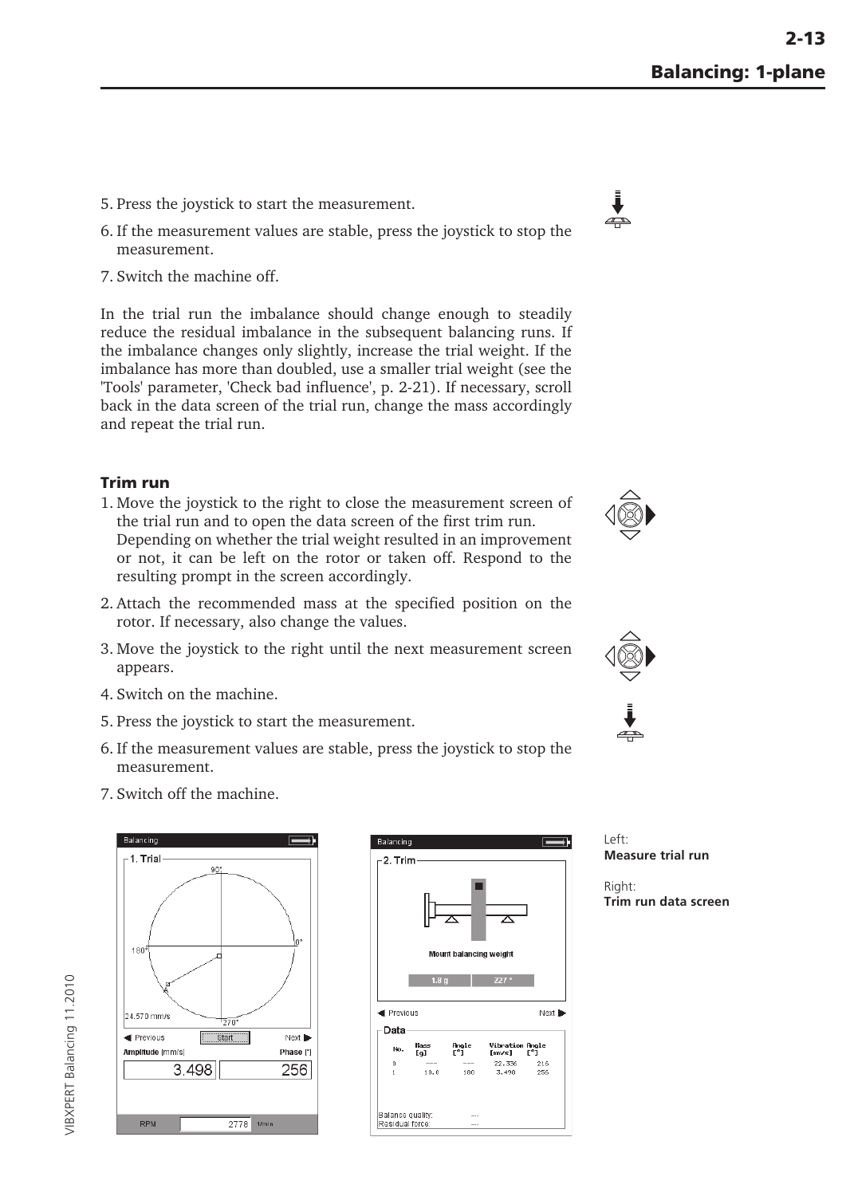5. Press the joystick to start the measurement.
6. If the measurement values are stable, press the joystick to stop the measurement.
7. Switch the machine off.

In the trial run the imbalance should change enough to steadily reduce the residual imbalance in the subsequent balancing runs. If the imbalance changes only slightly, increase the trial weight. If the imbalance has more than doubled, use a smaller trial weight (see the 'Tools' parameter, 'Check bad influence', p. 2-21). If necessary, scroll back in the data screen of the trial run, change the mass accordingly and repeat the trial run.

### Trim run

1. Move the joystick to the right to close the measurement screen of the trial run and to open the data screen of the first trim run. Depending on whether the trial weight resulted in an improvement or not, it can be left on the rotor or taken off. Respond to the resulting prompt in the screen accordingly.
2. Attach the recommended mass at the specified position on the rotor. If necessary, also change the values.
3. Move the joystick to the right until the next measurement screen appears.
4. Switch on the machine.
5. Press the joystick to start the measurement.
6. If the measurement values are stable, press the joystick to stop the measurement.
7. Switch off the machine.

Balancing

1. Trial

90°
180°
0°
270°
24.570 mm/s

◀ Previous Start Next ▶

Amplitude [mm/s] 3.498
Phase [°] 256

RPM 2778 1/min

Balancing

2. Trim

Mount balancing weight

1.8 g 227 °

◀ Previous Next ▶

Data

| No. | Mass [g] | Angle [°] | Vibration [mm/s] | Angle [°] |
|---|---|---|---|---|
| 0 | --- | --- | 22.336 | 216 |
| 1 | 10.0 | 180 | 3.498 | 256 |

Balance quality: ---
Residual force: ---

Left: **Measure trial run**

Right: **Trim run data screen**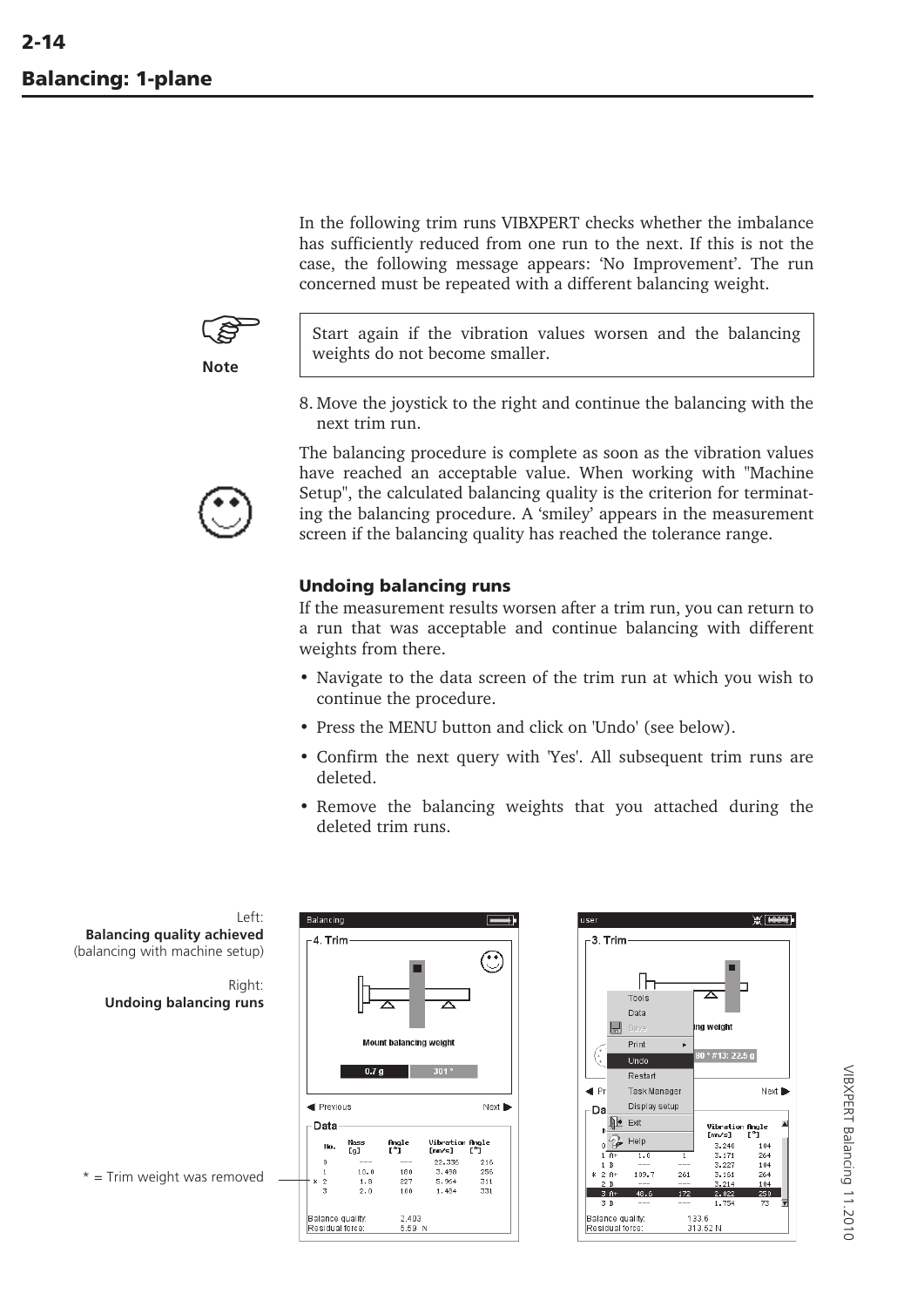In the following trim runs VIBXPERT checks whether the imbalance has sufficiently reduced from one run to the next. If this is not the case, the following message appears: 'No Improvement'. The run concerned must be repeated with a different balancing weight.

**Note**

> Start again if the vibration values worsen and the balancing weights do not become smaller.

8. Move the joystick to the right and continue the balancing with the next trim run.

The balancing procedure is complete as soon as the vibration values have reached an acceptable value. When working with "Machine Setup", the calculated balancing quality is the criterion for terminating the balancing procedure. A 'smiley' appears in the measurement screen if the balancing quality has reached the tolerance range.

### Undoing balancing runs

If the measurement results worsen after a trim run, you can return to a run that was acceptable and continue balancing with different weights from there.

- Navigate to the data screen of the trim run at which you wish to continue the procedure.
- Press the MENU button and click on 'Undo' (see below).
- Confirm the next query with 'Yes'. All subsequent trim runs are deleted.
- Remove the balancing weights that you attached during the deleted trim runs.

Left:
**Balancing quality achieved**
(balancing with machine setup)

Right:
**Undoing balancing runs**

\* = Trim weight was removed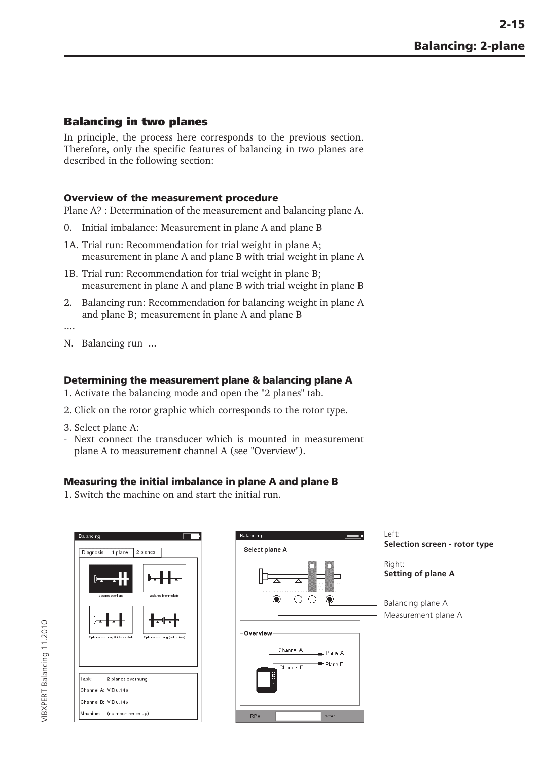## Balancing in two planes

In principle, the process here corresponds to the previous section. Therefore, only the specific features of balancing in two planes are described in the following section:

### Overview of the measurement procedure

Plane A? : Determination of the measurement and balancing plane A.

0. Initial imbalance: Measurement in plane A and plane B

1A. Trial run: Recommendation for trial weight in plane A; measurement in plane A and plane B with trial weight in plane A

1B. Trial run: Recommendation for trial weight in plane B; measurement in plane A and plane B with trial weight in plane B

2. Balancing run: Recommendation for balancing weight in plane A and plane B; measurement in plane A and plane B

....

N. Balancing run ...

### Determining the measurement plane & balancing plane A

1. Activate the balancing mode and open the "2 planes" tab.
2. Click on the rotor graphic which corresponds to the rotor type.
3. Select plane A:

- Next connect the transducer which is mounted in measurement plane A to measurement channel A (see "Overview").

### Measuring the initial imbalance in plane A and plane B

1. Switch the machine on and start the initial run.

Balancing

Diagnosis | 1 plane | 2 planes

2 planes overhung
2 planes intermediate
2 planes overhung & intermediate
2 planes overhung (belt drive)

Task: 2 planes overhung
Channel A: VIB 6.146
Channel B: VIB 6.146
Machine: (no machine setup)

Balancing

Select plane A

Overview

Channel A → Plane A
Channel B → Plane B

RPM --- 1/min

Left:
**Selection screen - rotor type**

Right:
**Setting of plane A**

Balancing plane A

Measurement plane A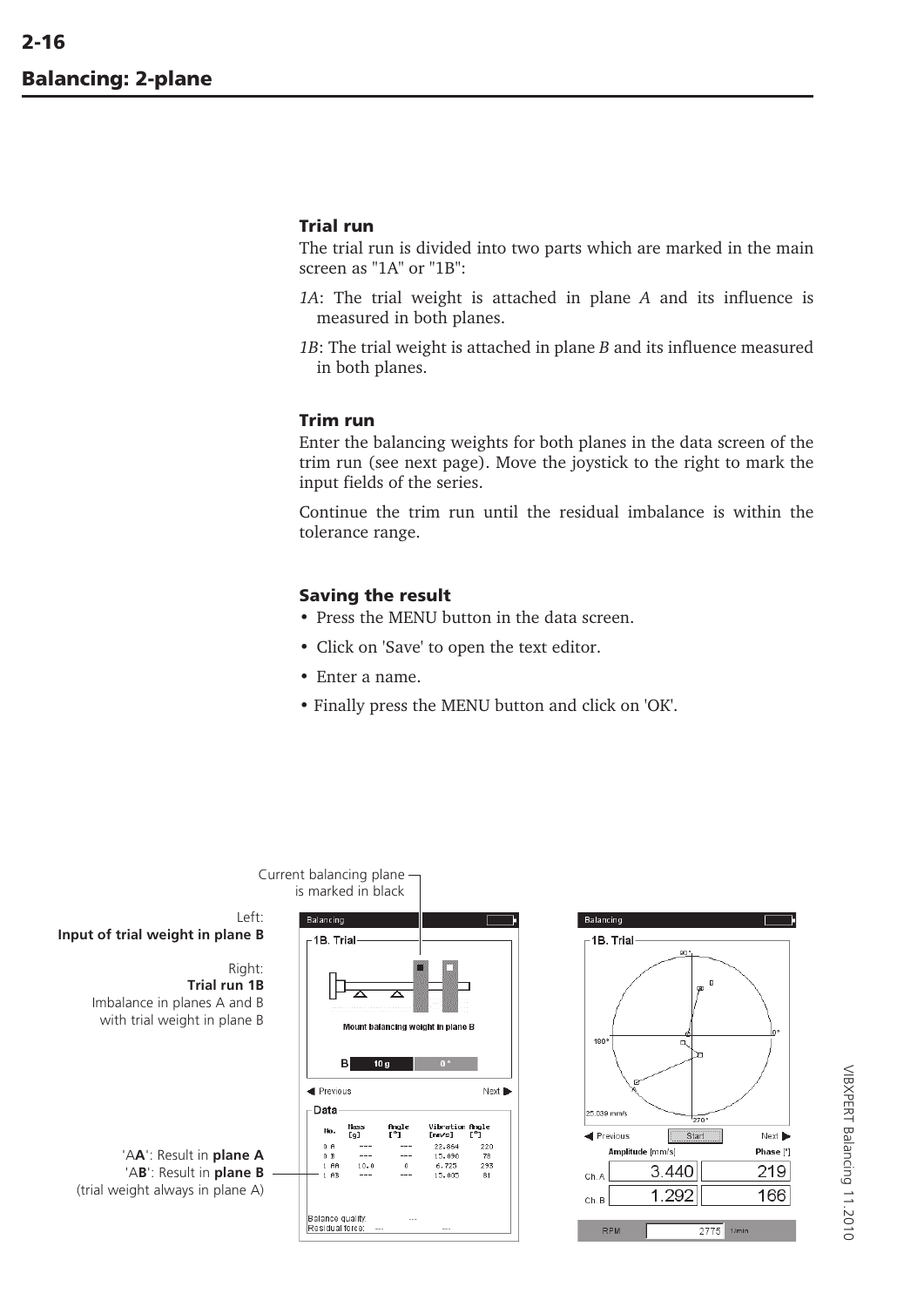## Balancing: 2-plane

### Trial run

The trial run is divided into two parts which are marked in the main screen as "1A" or "1B":

*1A*: The trial weight is attached in plane *A* and its influence is measured in both planes.

*1B*: The trial weight is attached in plane *B* and its influence measured in both planes.

### Trim run

Enter the balancing weights for both planes in the data screen of the trim run (see next page). Move the joystick to the right to mark the input fields of the series.

Continue the trim run until the residual imbalance is within the tolerance range.

### Saving the result

- Press the MENU button in the data screen.
- Click on 'Save' to open the text editor.
- Enter a name.
- Finally press the MENU button and click on 'OK'.

Current balancing plane is marked in black

Left:
**Input of trial weight in plane B**

Right:
**Trial run 1B**
Imbalance in planes A and B with trial weight in plane B

'A**A**': Result in **plane A**
'A**B**': Result in **plane B**
(trial weight always in plane A)

Balancing

1B. Trial

Mount balancing weight in plane B

B 10 g 0 °

Previous Next

Data

| No. | Mass [g] | Angle [°] | Vibration [mm/s] | Angle [°] |
|---|---|---|---|---|
| 0 A | --- | --- | 22.864 | 220 |
| 0 B | --- | --- | 15.090 | 78 |
| 1 AA | 10.0 | 0 | 6.725 | 293 |
| 1 AB | --- | --- | 15.005 | 81 |

Balance quality: ---
Residual force: --- ---

Balancing

1B. Trial

90°
0°
180°
270°
B
A
25.039 mm/s

Previous Start Next

| | Amplitude [mm/s] | Phase [°] |
|---|---|---|
| Ch. A | 3.440 | 219 |
| Ch. B | 1.292 | 166 |

RPM 2775 1/min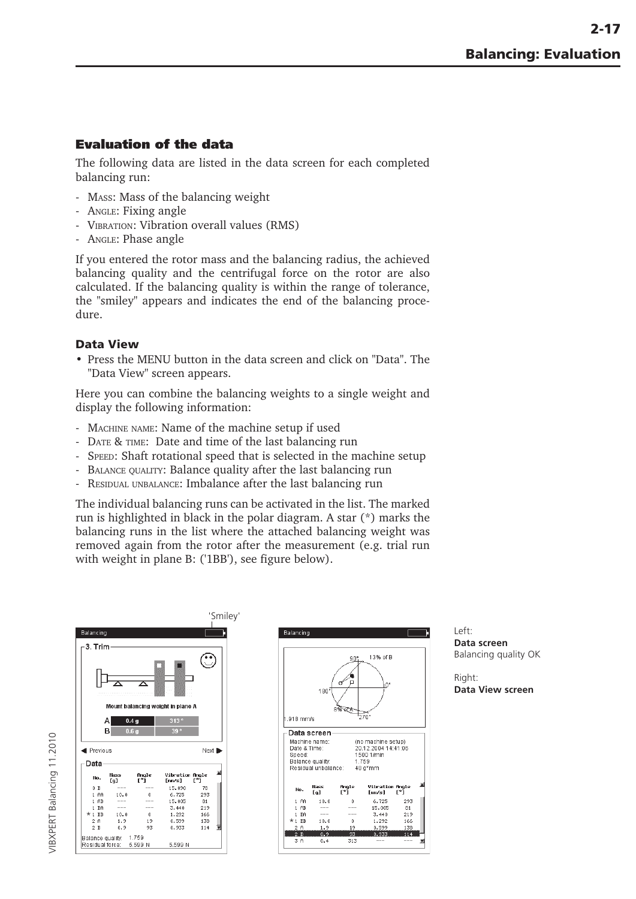## Evaluation of the data

The following data are listed in the data screen for each completed balancing run:

- MASS: Mass of the balancing weight
- ANGLE: Fixing angle
- VIBRATION: Vibration overall values (RMS)
- ANGLE: Phase angle

If you entered the rotor mass and the balancing radius, the achieved balancing quality and the centrifugal force on the rotor are also calculated. If the balancing quality is within the range of tolerance, the "smiley" appears and indicates the end of the balancing procedure.

### Data View

- Press the MENU button in the data screen and click on "Data". The "Data View" screen appears.

Here you can combine the balancing weights to a single weight and display the following information:

- MACHINE NAME: Name of the machine setup if used
- DATE & TIME: Date and time of the last balancing run
- SPEED: Shaft rotational speed that is selected in the machine setup
- BALANCE QUALITY: Balance quality after the last balancing run
- RESIDUAL UNBALANCE: Imbalance after the last balancing run

The individual balancing runs can be activated in the list. The marked run is highlighted in black in the polar diagram. A star (*) marks the balancing runs in the list where the attached balancing weight was removed again from the rotor after the measurement (e.g. trial run with weight in plane B: ('1BB'), see figure below).

'Smiley'

Balancing

3. Trim

Mount balancing weight in plane A

A 0.4 g 313 °

B 0.6 g 39 °

◀ Previous Next ▶

Data

| No. | Mass [g] | Angle [°] | Vibration [mm/s] | Angle [°] |
|---|---|---|---|---|
| 0 B | --- | --- | 15.090 | 78 |
| 1 AA | 10.0 | 0 | 6.725 | 293 |
| 1 AB | --- | --- | 15.005 | 81 |
| 1 BA | --- | --- | 3.440 | 219 |
| * 1 BB | 10.0 | 0 | 1.292 | 166 |
| 2 A | 1.9 | 19 | 0.599 | 138 |
| 2 B | 0.9 | 93 | 0.933 | 114 |

Balance quality: 1.759

Residual force: 5.599 N 5.599 N

Balancing

90° 13% of B

180° 0°

8% of A 270°

1.918 mm/s

Data screen

Machine name: (no machine setup)

Date & Time: 20.12.2004 14:41:06

Speed: 1500 1/min

Balance quality: 1.759

Residual unbalance: 48 g*mm

| No. | Mass [g] | Angle [°] | Vibration [mm/s] | Angle [°] |
|---|---|---|---|---|
| 1 AA | 10.0 | 0 | 6.725 | 293 |
| 1 AB | --- | --- | 15.005 | 81 |
| 1 BA | --- | --- | 3.440 | 219 |
| * 1 BB | 10.0 | 0 | 1.292 | 166 |
| 2 A | 1.9 | 19 | 0.599 | 138 |
| 2 B | 0.9 | 93 | 0.933 | 114 |
| 3 A | 0.4 | 313 | --- | --- |

Left:
**Data screen**
Balancing quality OK

Right:
**Data View screen**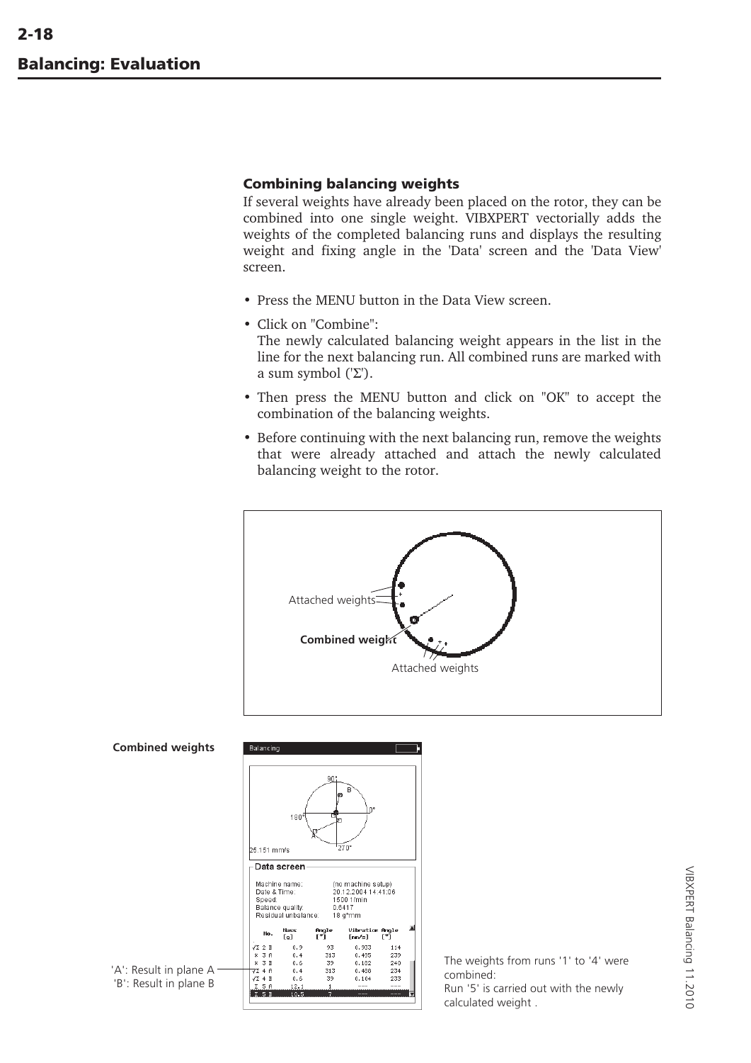## Balancing: Evaluation

### Combining balancing weights

If several weights have already been placed on the rotor, they can be combined into one single weight. VIBXPERT vectorially adds the weights of the completed balancing runs and displays the resulting weight and fixing angle in the 'Data' screen and the 'Data View' screen.

- Press the MENU button in the Data View screen.
- Click on "Combine": The newly calculated balancing weight appears in the list in the line for the next balancing run. All combined runs are marked with a sum symbol ('Σ').
- Then press the MENU button and click on "OK" to accept the combination of the balancing weights.
- Before continuing with the next balancing run, remove the weights that were already attached and attach the newly calculated balancing weight to the rotor.

Attached weights

**Combined weight**

Attached weights

**Combined weights**

Balancing

90°
B
0°
180°
A
270°
25.151 mm/s

Data screen

Machine name: (no machine setup)
Date & Time: 20.12.2004 14:41:06
Speed: 1500 1/min
Balance quality: 0.6417
Residual unbalance: 18 g*mm

| No. | Mass [g] | Angle [°] | Vibration [mm/s] | Angle [°] |
|---|---|---|---|---|
| √Σ 2 B | 0.9 | 93 | 0.933 | 114 |
| x 3 A | 0.4 | 313 | 0.495 | 239 |
| x 3 B | 0.6 | 39 | 0.182 | 240 |
| √Σ 4 A | 0.4 | 313 | 0.488 | 234 |
| √Σ 4 B | 0.6 | 39 | 0.104 | 233 |
| Σ 5 A | 12.1 | 1 | --- | --- |
| Σ 5 B | 10.5 | 7 | --- | --- |

'A': Result in plane A
'B': Result in plane B

The weights from runs '1' to '4' were combined:
Run '5' is carried out with the newly calculated weight .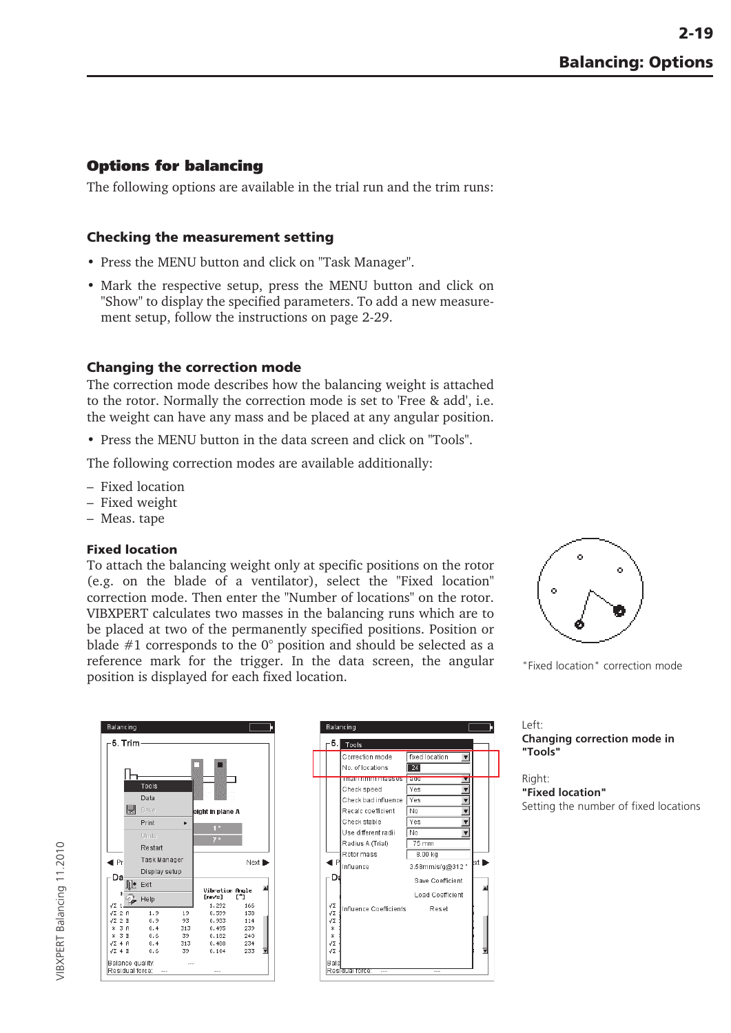## Options for balancing

The following options are available in the trial run and the trim runs:

### Checking the measurement setting

- Press the MENU button and click on "Task Manager".
- Mark the respective setup, press the MENU button and click on "Show" to display the specified parameters. To add a new measurement setup, follow the instructions on page 2-29.

### Changing the correction mode

The correction mode describes how the balancing weight is attached to the rotor. Normally the correction mode is set to 'Free & add', i.e. the weight can have any mass and be placed at any angular position.

- Press the MENU button in the data screen and click on "Tools".

The following correction modes are available additionally:

- Fixed location
- Fixed weight
- Meas. tape

#### Fixed location

To attach the balancing weight only at specific positions on the rotor (e.g. on the blade of a ventilator), select the "Fixed location" correction mode. Then enter the "Number of locations" on the rotor. VIBXPERT calculates two masses in the balancing runs which are to be placed at two of the permanently specified positions. Position or blade #1 corresponds to the 0° position and should be selected as a reference mark for the trigger. In the data screen, the angular position is displayed for each fixed location.

"Fixed location" correction mode

Left:
**Changing correction mode in "Tools"**

Right:
**"Fixed location"**
Setting the number of fixed locations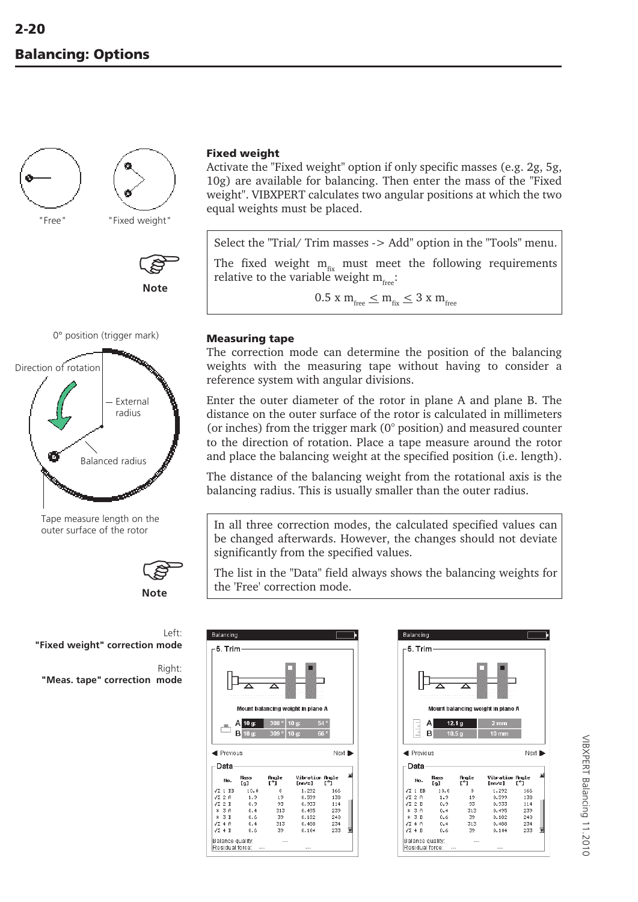## Balancing: Options

"Free"   "Fixed weight"

### Fixed weight

Activate the "Fixed weight" option if only specific masses (e.g. 2g, 5g, 10g) are available for balancing. Then enter the mass of the "Fixed weight". VIBXPERT calculates two angular positions at which the two equal weights must be placed.

**Note**

Select the "Trial/ Trim masses -> Add" option in the "Tools" menu.

The fixed weight $m_{fix}$ must meet the following requirements relative to the variable weight $m_{free}$:

$$0.5 \times m_{free} \leq m_{fix} \leq 3 \times m_{free}$$

0° position (trigger mark)
Direction of rotation
External radius
Balanced radius
Tape measure length on the outer surface of the rotor

### Measuring tape

The correction mode can determine the position of the balancing weights with the measuring tape without having to consider a reference system with angular divisions.

Enter the outer diameter of the rotor in plane A and plane B. The distance on the outer surface of the rotor is calculated in millimeters (or inches) from the trigger mark (0° position) and measured counter to the direction of rotation. Place a tape measure around the rotor and place the balancing weight at the specified position (i.e. length).

The distance of the balancing weight from the rotational axis is the balancing radius. This is usually smaller than the outer radius.

**Note**

In all three correction modes, the calculated specified values can be changed afterwards. However, the changes should not deviate significantly from the specified values.

The list in the "Data" field always shows the balancing weights for the 'Free' correction mode.

Left: **"Fixed weight" correction mode**

Right: **"Meas. tape" correction mode**

Balancing
5. Trim
Mount balancing weight in plane A
A 10 g: 308° 10 g: 54°
B 10 g: 309° 10 g: 66°
◀ Previous   Next ▶
Data

| No. | Mass [g] | Angle [°] | Vibration [mm/s] | Angle [°] |
|---|---|---|---|---|
| √Σ 1 BD | 10.0 | 0 | 1.292 | 166 |
| √Σ 2 A | 1.9 | 19 | 0.599 | 138 |
| √Σ 2 B | 0.9 | 93 | 0.933 | 114 |
| x 3 A | 0.4 | 313 | 0.495 | 239 |
| x 3 B | 0.6 | 39 | 0.182 | 240 |
| √Σ 4 A | 0.4 | 313 | 0.488 | 234 |
| √Σ 4 B | 0.6 | 39 | 0.104 | 233 |

Balance quality: ---
Residual force: ---

Balancing
5. Trim
Mount balancing weight in plane A
A 12.1 g 2 mm
B 10.5 g 10 mm
◀ Previous   Next ▶
Data

| No. | Mass [g] | Angle [°] | Vibration [mm/s] | Angle [°] |
|---|---|---|---|---|
| √Σ 1 BD | 10.0 | 0 | 1.292 | 166 |
| √Σ 2 A | 1.9 | 19 | 0.599 | 138 |
| √Σ 2 B | 0.9 | 93 | 0.933 | 114 |
| x 3 A | 0.4 | 313 | 0.495 | 239 |
| x 3 B | 0.6 | 39 | 0.182 | 240 |
| √Σ 4 A | 0.4 | 313 | 0.488 | 234 |
| √Σ 4 B | 0.6 | 39 | 0.104 | 233 |

Balance quality: ---
Residual force: ---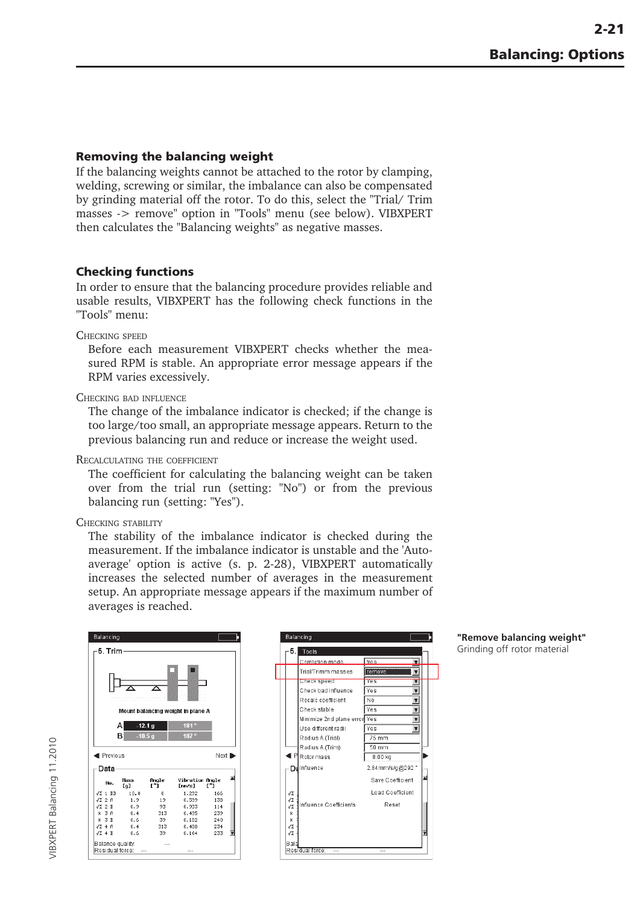### Removing the balancing weight

If the balancing weights cannot be attached to the rotor by clamping, welding, screwing or similar, the imbalance can also be compensated by grinding material off the rotor. To do this, select the "Trial/ Trim masses -> remove" option in "Tools" menu (see below). VIBXPERT then calculates the "Balancing weights" as negative masses.

### Checking functions

In order to ensure that the balancing procedure provides reliable and usable results, VIBXPERT has the following check functions in the "Tools" menu:

CHECKING SPEED

Before each measurement VIBXPERT checks whether the measured RPM is stable. An appropriate error message appears if the RPM varies excessively.

CHECKING BAD INFLUENCE

The change of the imbalance indicator is checked; if the change is too large/too small, an appropriate message appears. Return to the previous balancing run and reduce or increase the weight used.

RECALCULATING THE COEFFICIENT

The coefficient for calculating the balancing weight can be taken over from the trial run (setting: "No") or from the previous balancing run (setting: "Yes").

CHECKING STABILITY

The stability of the imbalance indicator is checked during the measurement. If the imbalance indicator is unstable and the 'Auto-average' option is active (s. p. 2-28), VIBXPERT automatically increases the selected number of averages in the measurement setup. An appropriate message appears if the maximum number of averages is reached.

**"Remove balancing weight"**
Grinding off rotor material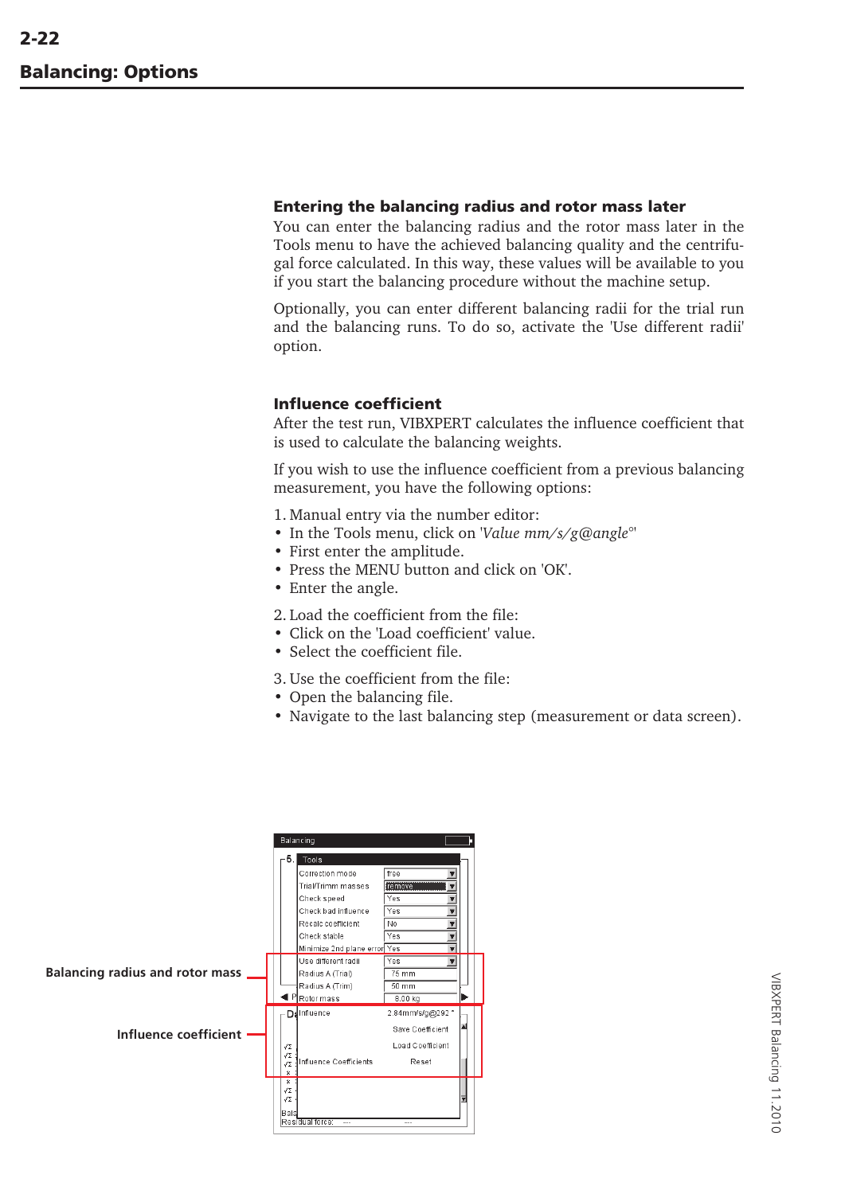## Balancing: Options

### Entering the balancing radius and rotor mass later

You can enter the balancing radius and the rotor mass later in the Tools menu to have the achieved balancing quality and the centrifugal force calculated. In this way, these values will be available to you if you start the balancing procedure without the machine setup.

Optionally, you can enter different balancing radii for the trial run and the balancing runs. To do so, activate the 'Use different radii' option.

### Influence coefficient

After the test run, VIBXPERT calculates the influence coefficient that is used to calculate the balancing weights.

If you wish to use the influence coefficient from a previous balancing measurement, you have the following options:

1. Manual entry via the number editor:
- In the Tools menu, click on '*Value mm/s/g@angle°*'
- First enter the amplitude.
- Press the MENU button and click on 'OK'.
- Enter the angle.

2. Load the coefficient from the file:
- Click on the 'Load coefficient' value.
- Select the coefficient file.

3. Use the coefficient from the file:
- Open the balancing file.
- Navigate to the last balancing step (measurement or data screen).

Balancing radius and rotor mass

Influence coefficient

Balancing

Tools

| | |
|---|---|
| Correction mode | free |
| Trial/Trimm masses | remove |
| Check speed | Yes |
| Check bad influence | Yes |
| Recalc coefficient | No |
| Check stable | Yes |
| Minimize 2nd plane error | Yes |
| Use different radii | Yes |
| Radius A (Trial) | 75 mm |
| Radius A (Trim) | 50 mm |
| Rotor mass | 8.00 kg |
| Influence | 2.84mm/s/g@292 ° |
| | Save Coefficient |
| | Load Coefficient |
| Influence Coefficients | Reset |

Residual force: --- ---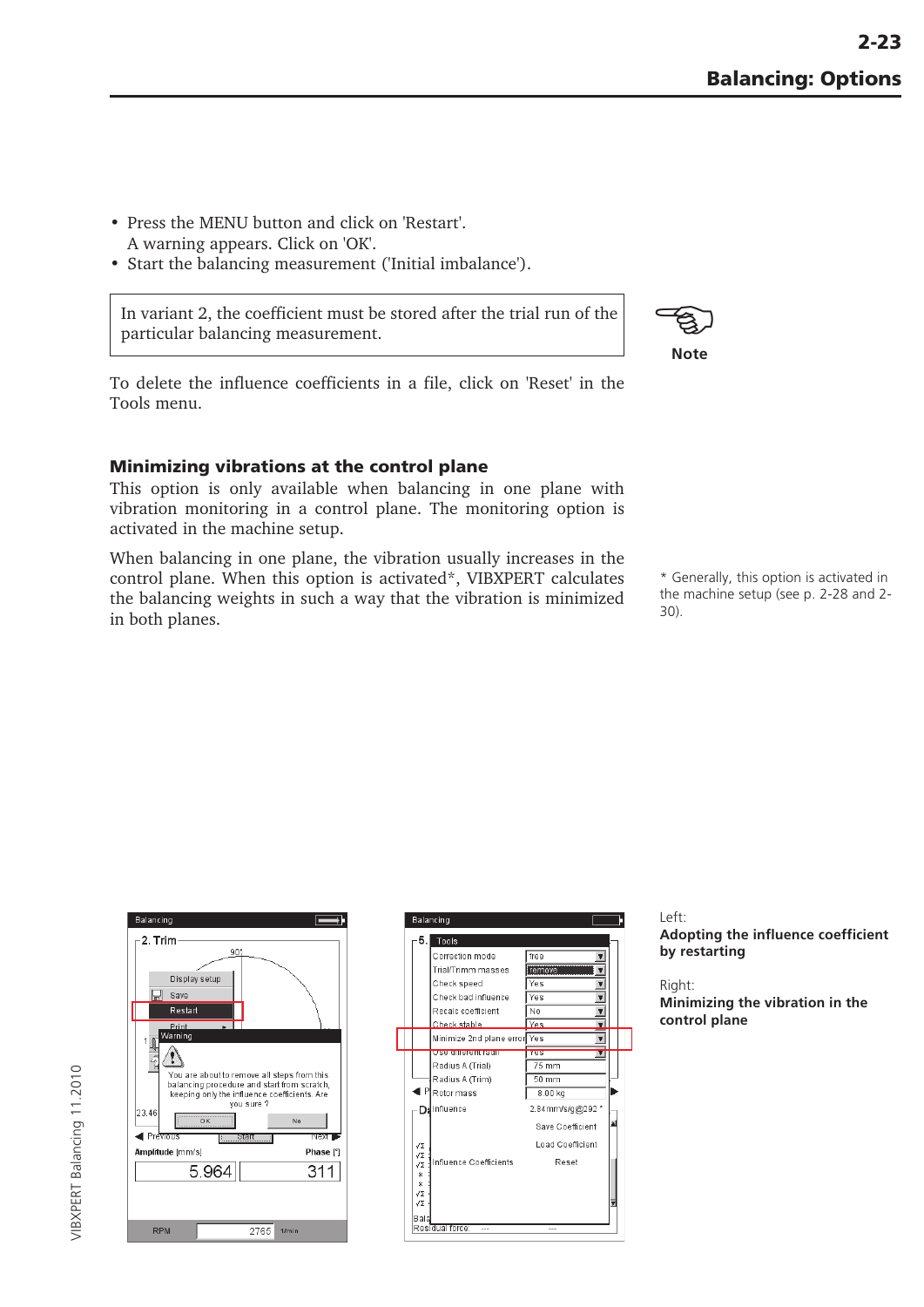- Press the MENU button and click on 'Restart'.
  A warning appears. Click on 'OK'.
- Start the balancing measurement ('Initial imbalance').

> In variant 2, the coefficient must be stored after the trial run of the particular balancing measurement.

**Note**

To delete the influence coefficients in a file, click on 'Reset' in the Tools menu.

### Minimizing vibrations at the control plane

This option is only available when balancing in one plane with vibration monitoring in a control plane. The monitoring option is activated in the machine setup.

When balancing in one plane, the vibration usually increases in the control plane. When this option is activated*, VIBXPERT calculates the balancing weights in such a way that the vibration is minimized in both planes.

\* Generally, this option is activated in the machine setup (see p. 2-28 and 2-30).

Left:
**Adopting the influence coefficient by restarting**

Right:
**Minimizing the vibration in the control plane**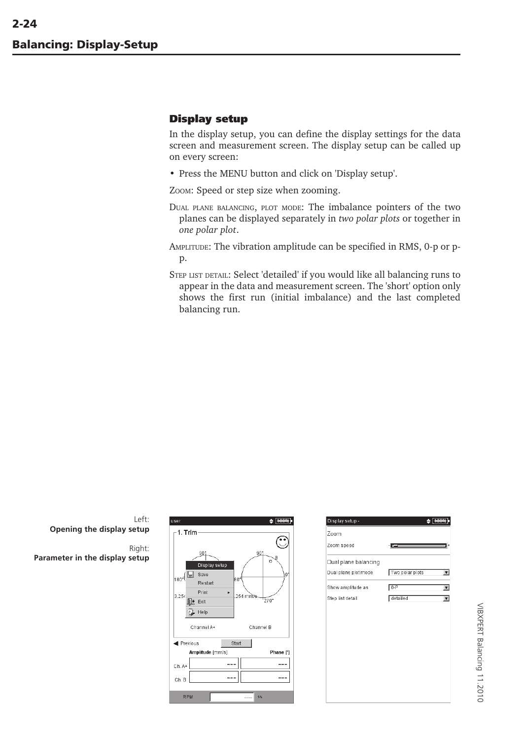## Display setup

In the display setup, you can define the display settings for the data screen and measurement screen. The display setup can be called up on every screen:

- Press the MENU button and click on 'Display setup'.

ZOOM: Speed or step size when zooming.

DUAL PLANE BALANCING, PLOT MODE: The imbalance pointers of the two planes can be displayed separately in *two polar plots* or together in *one polar plot*.

AMPLITUDE: The vibration amplitude can be specified in RMS, 0-p or p-p.

STEP LIST DETAIL: Select 'detailed' if you would like all balancing runs to appear in the data and measurement screen. The 'short' option only shows the first run (initial imbalance) and the last completed balancing run.

Left:
**Opening the display setup**

Right:
**Parameter in the display setup**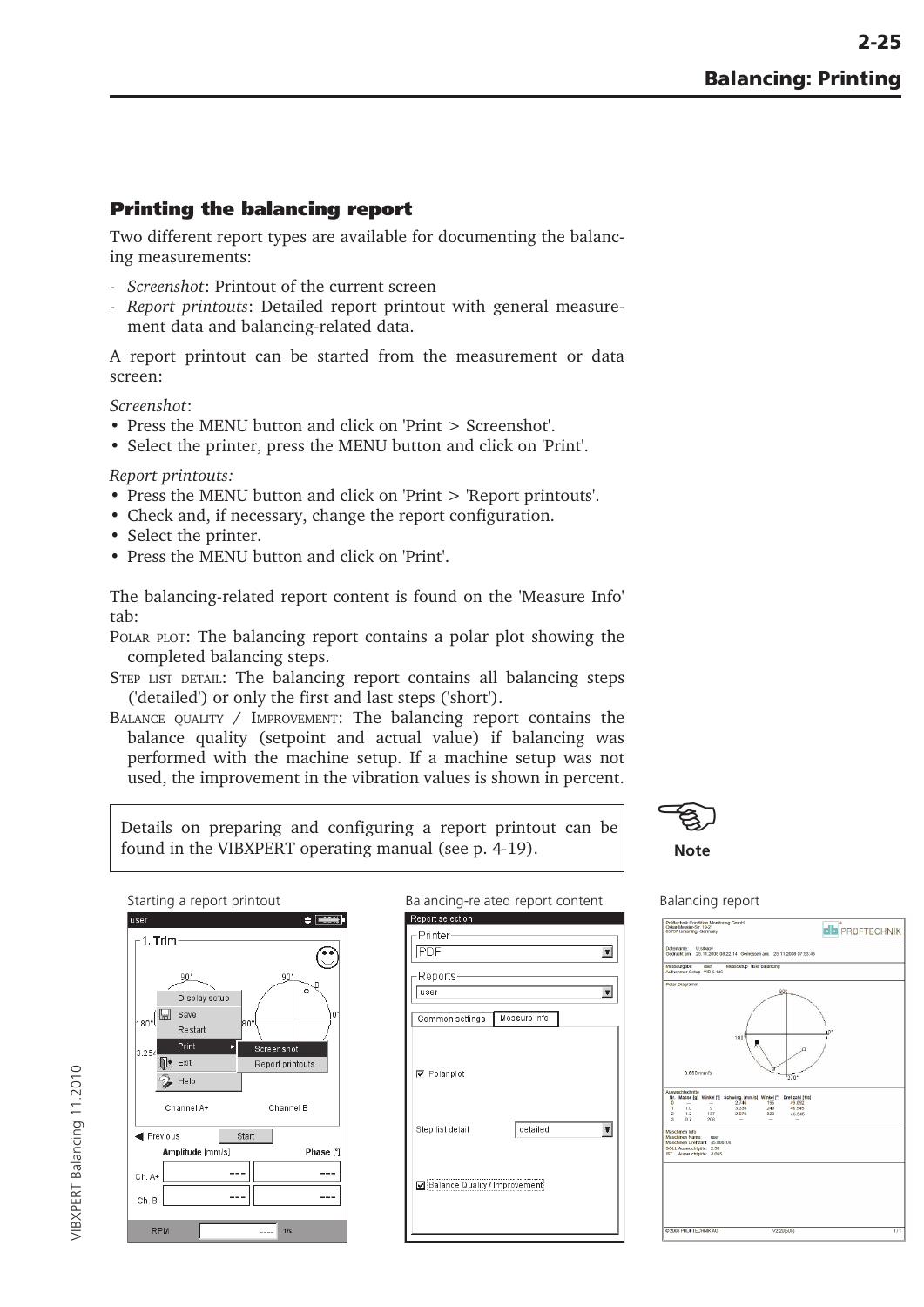## Printing the balancing report

Two different report types are available for documenting the balancing measurements:

- *Screenshot*: Printout of the current screen
- *Report printouts*: Detailed report printout with general measurement data and balancing-related data.

A report printout can be started from the measurement or data screen:

*Screenshot*:

- Press the MENU button and click on 'Print > Screenshot'.
- Select the printer, press the MENU button and click on 'Print'.

*Report printouts:*

- Press the MENU button and click on 'Print > 'Report printouts'.
- Check and, if necessary, change the report configuration.
- Select the printer.
- Press the MENU button and click on 'Print'.

The balancing-related report content is found on the 'Measure Info' tab:

POLAR PLOT: The balancing report contains a polar plot showing the completed balancing steps.

STEP LIST DETAIL: The balancing report contains all balancing steps ('detailed') or only the first and last steps ('short').

BALANCE QUALITY / IMPROVEMENT: The balancing report contains the balance quality (setpoint and actual value) if balancing was performed with the machine setup. If a machine setup was not used, the improvement in the vibration values is shown in percent.

> Details on preparing and configuring a report printout can be found in the VIBXPERT operating manual (see p. 4-19).

**Note**

Starting a report printout

Balancing-related report content

Balancing report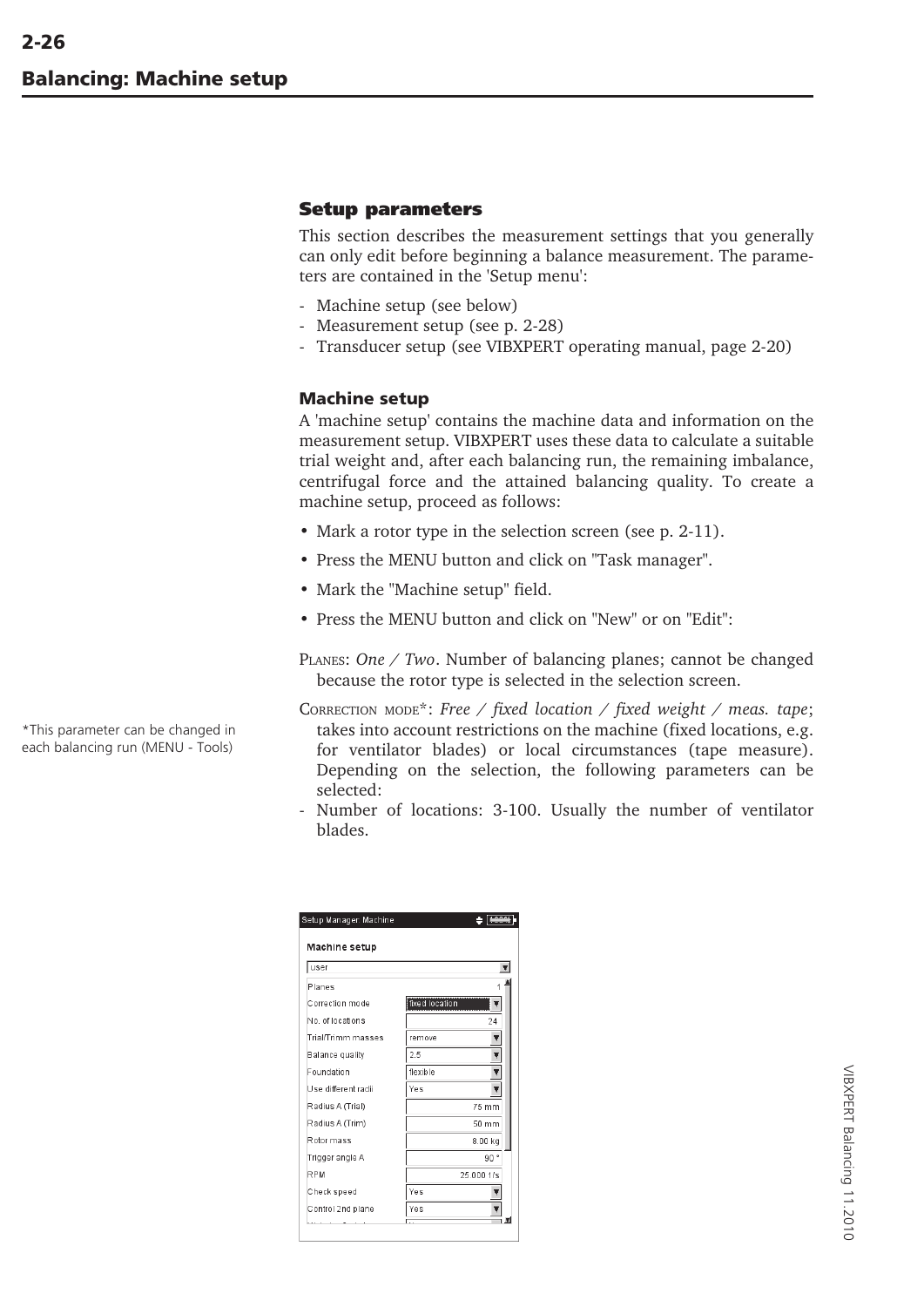## Setup parameters

This section describes the measurement settings that you generally can only edit before beginning a balance measurement. The parameters are contained in the 'Setup menu':

- Machine setup (see below)
- Measurement setup (see p. 2-28)
- Transducer setup (see VIBXPERT operating manual, page 2-20)

### Machine setup

A 'machine setup' contains the machine data and information on the measurement setup. VIBXPERT uses these data to calculate a suitable trial weight and, after each balancing run, the remaining imbalance, centrifugal force and the attained balancing quality. To create a machine setup, proceed as follows:

- Mark a rotor type in the selection screen (see p. 2-11).
- Press the MENU button and click on "Task manager".
- Mark the "Machine setup" field.
- Press the MENU button and click on "New" or on "Edit":

PLANES: *One / Two*. Number of balancing planes; cannot be changed because the rotor type is selected in the selection screen.

CORRECTION MODE*: *Free / fixed location / fixed weight / meas. tape*; takes into account restrictions on the machine (fixed locations, e.g. for ventilator blades) or local circumstances (tape measure). Depending on the selection, the following parameters can be selected:

- Number of locations: 3-100. Usually the number of ventilator blades.

*This parameter can be changed in each balancing run (MENU - Tools)

Setup Manager: Machine

**Machine setup**

| user | |
|---|---|
| Planes | 1 |
| Correction mode | fixed location |
| No. of locations | 24 |
| Trial/Trimm masses | remove |
| Balance quality | 2.5 |
| Foundation | flexible |
| Use different radii | Yes |
| Radius A (Trial) | 75 mm |
| Radius A (Trim) | 50 mm |
| Rotor mass | 8.00 kg |
| Trigger angle A | 90 ° |
| RPM | 25.000 1/s |
| Check speed | Yes |
| Control 2nd plane | Yes |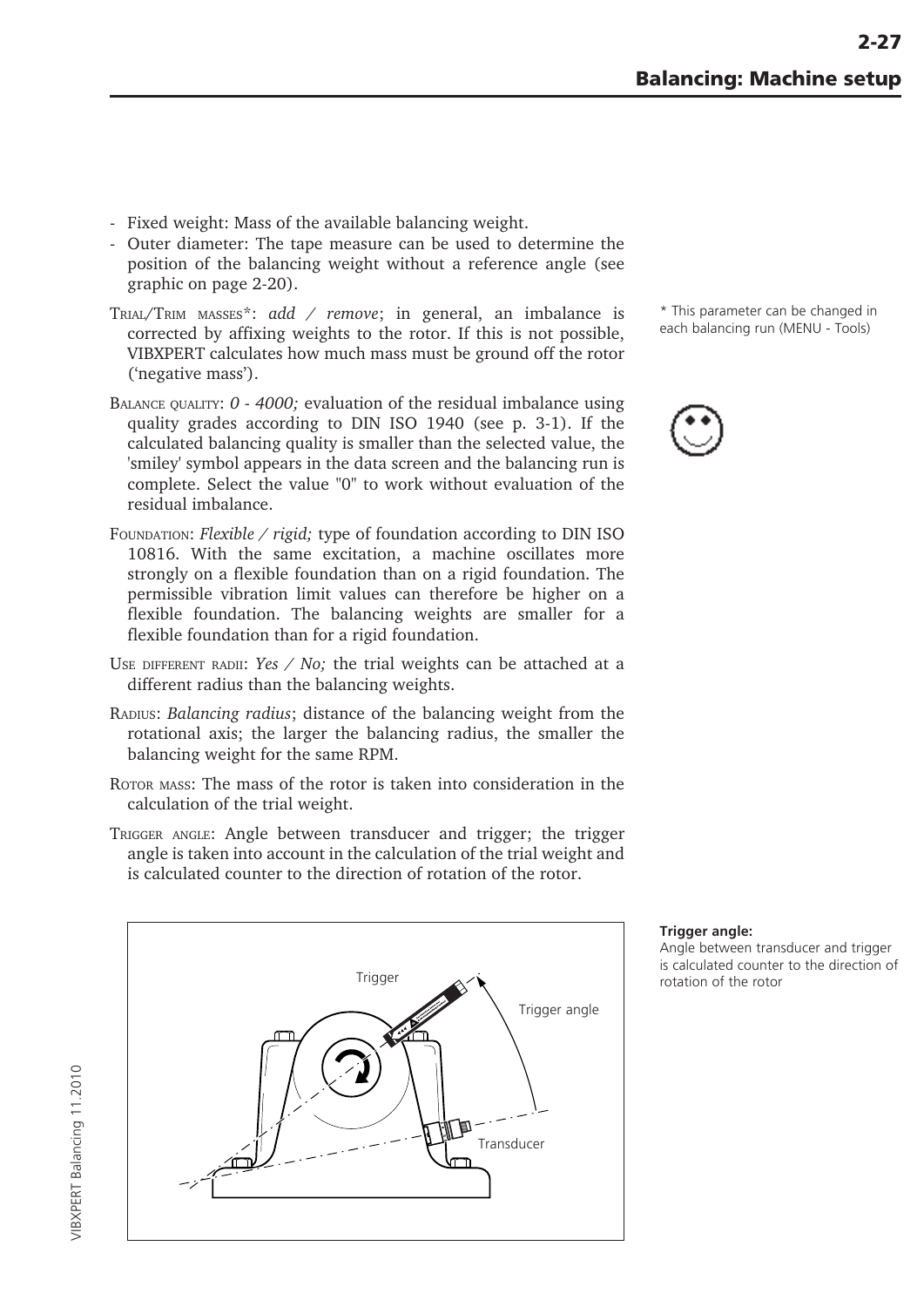- Fixed weight: Mass of the available balancing weight.
- Outer diameter: The tape measure can be used to determine the position of the balancing weight without a reference angle (see graphic on page 2-20).

TRIAL/TRIM MASSES*: *add / remove*; in general, an imbalance is corrected by affixing weights to the rotor. If this is not possible, VIBXPERT calculates how much mass must be ground off the rotor ('negative mass').

\* This parameter can be changed in each balancing run (MENU - Tools)

BALANCE QUALITY: *0 - 4000;* evaluation of the residual imbalance using quality grades according to DIN ISO 1940 (see p. 3-1). If the calculated balancing quality is smaller than the selected value, the 'smiley' symbol appears in the data screen and the balancing run is complete. Select the value "0" to work without evaluation of the residual imbalance.

FOUNDATION: *Flexible / rigid;* type of foundation according to DIN ISO 10816. With the same excitation, a machine oscillates more strongly on a flexible foundation than on a rigid foundation. The permissible vibration limit values can therefore be higher on a flexible foundation. The balancing weights are smaller for a flexible foundation than for a rigid foundation.

USE DIFFERENT RADII: *Yes / No;* the trial weights can be attached at a different radius than the balancing weights.

RADIUS: *Balancing radius*; distance of the balancing weight from the rotational axis; the larger the balancing radius, the smaller the balancing weight for the same RPM.

ROTOR MASS: The mass of the rotor is taken into consideration in the calculation of the trial weight.

TRIGGER ANGLE: Angle between transducer and trigger; the trigger angle is taken into account in the calculation of the trial weight and is calculated counter to the direction of rotation of the rotor.

Trigger

Trigger angle

Transducer

**Trigger angle:**
Angle between transducer and trigger is calculated counter to the direction of rotation of the rotor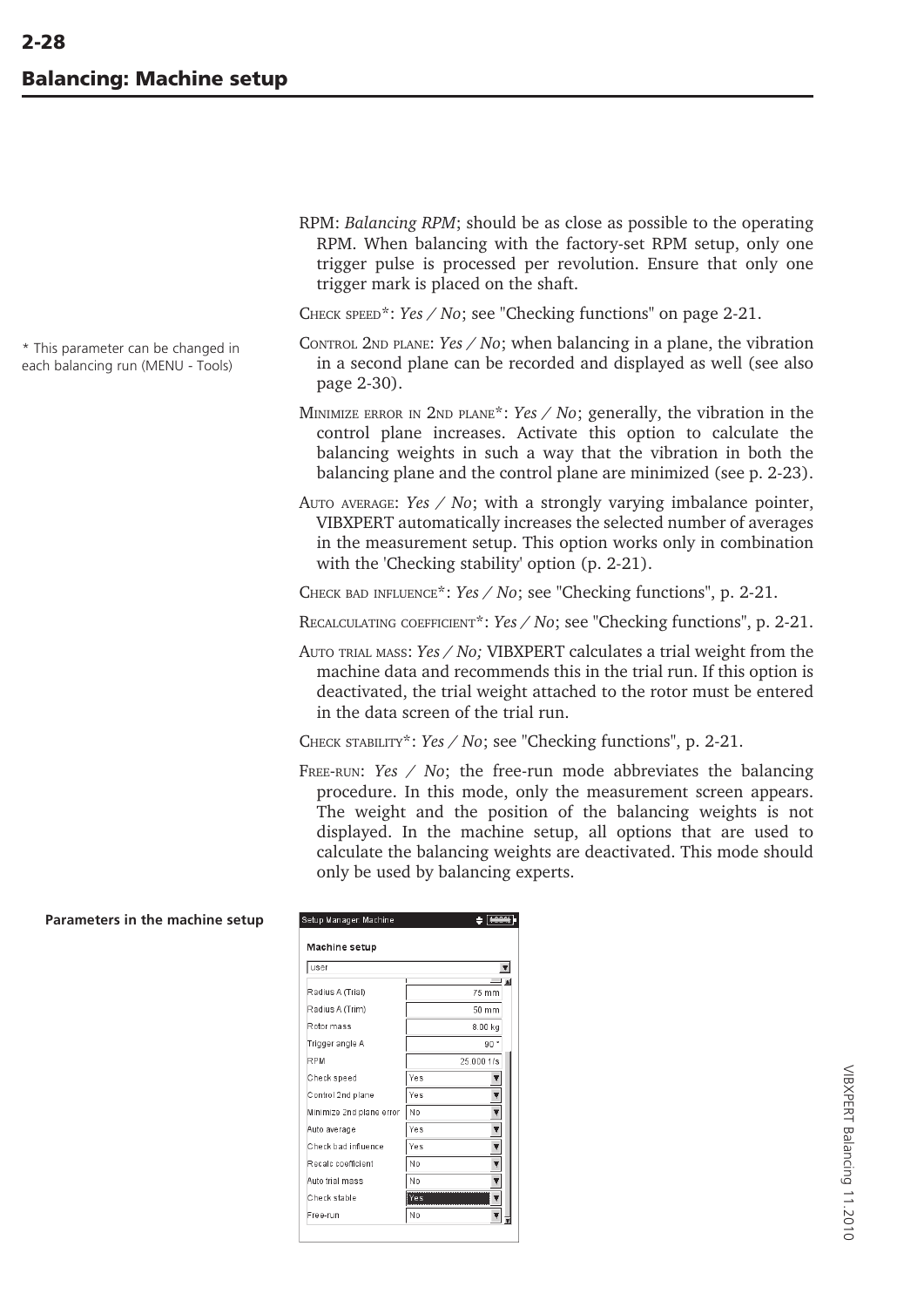## Balancing: Machine setup

RPM: *Balancing RPM*; should be as close as possible to the operating RPM. When balancing with the factory-set RPM setup, only one trigger pulse is processed per revolution. Ensure that only one trigger mark is placed on the shaft.

Check speed*: *Yes / No*; see "Checking functions" on page 2-21.

* This parameter can be changed in each balancing run (MENU - Tools)

Control 2nd plane: *Yes / No*; when balancing in a plane, the vibration in a second plane can be recorded and displayed as well (see also page 2-30).

Minimize error in 2nd plane*: *Yes / No*; generally, the vibration in the control plane increases. Activate this option to calculate the balancing weights in such a way that the vibration in both the balancing plane and the control plane are minimized (see p. 2-23).

Auto average: *Yes / No*; with a strongly varying imbalance pointer, VIBXPERT automatically increases the selected number of averages in the measurement setup. This option works only in combination with the 'Checking stability' option (p. 2-21).

Check bad influence*: *Yes / No*; see "Checking functions", p. 2-21.

Recalculating coefficient*: *Yes / No*; see "Checking functions", p. 2-21.

Auto trial mass: *Yes / No;* VIBXPERT calculates a trial weight from the machine data and recommends this in the trial run. If this option is deactivated, the trial weight attached to the rotor must be entered in the data screen of the trial run.

Check stability*: *Yes / No*; see "Checking functions", p. 2-21.

Free-run: *Yes / No*; the free-run mode abbreviates the balancing procedure. In this mode, only the measurement screen appears. The weight and the position of the balancing weights is not displayed. In the machine setup, all options that are used to calculate the balancing weights are deactivated. This mode should only be used by balancing experts.

**Parameters in the machine setup**

Setup Manager: Machine

Machine setup

user

| | |
|---|---|
| Radius A (Trial) | 75 mm |
| Radius A (Trim) | 50 mm |
| Rotor mass | 8.00 kg |
| Trigger angle A | 90 ° |
| RPM | 25.000 1/s |
| Check speed | Yes |
| Control 2nd plane | Yes |
| Minimize 2nd plane error | No |
| Auto average | Yes |
| Check bad influence | Yes |
| Recalc coefficient | No |
| Auto trial mass | No |
| Check stable | Yes |
| Free-run | No |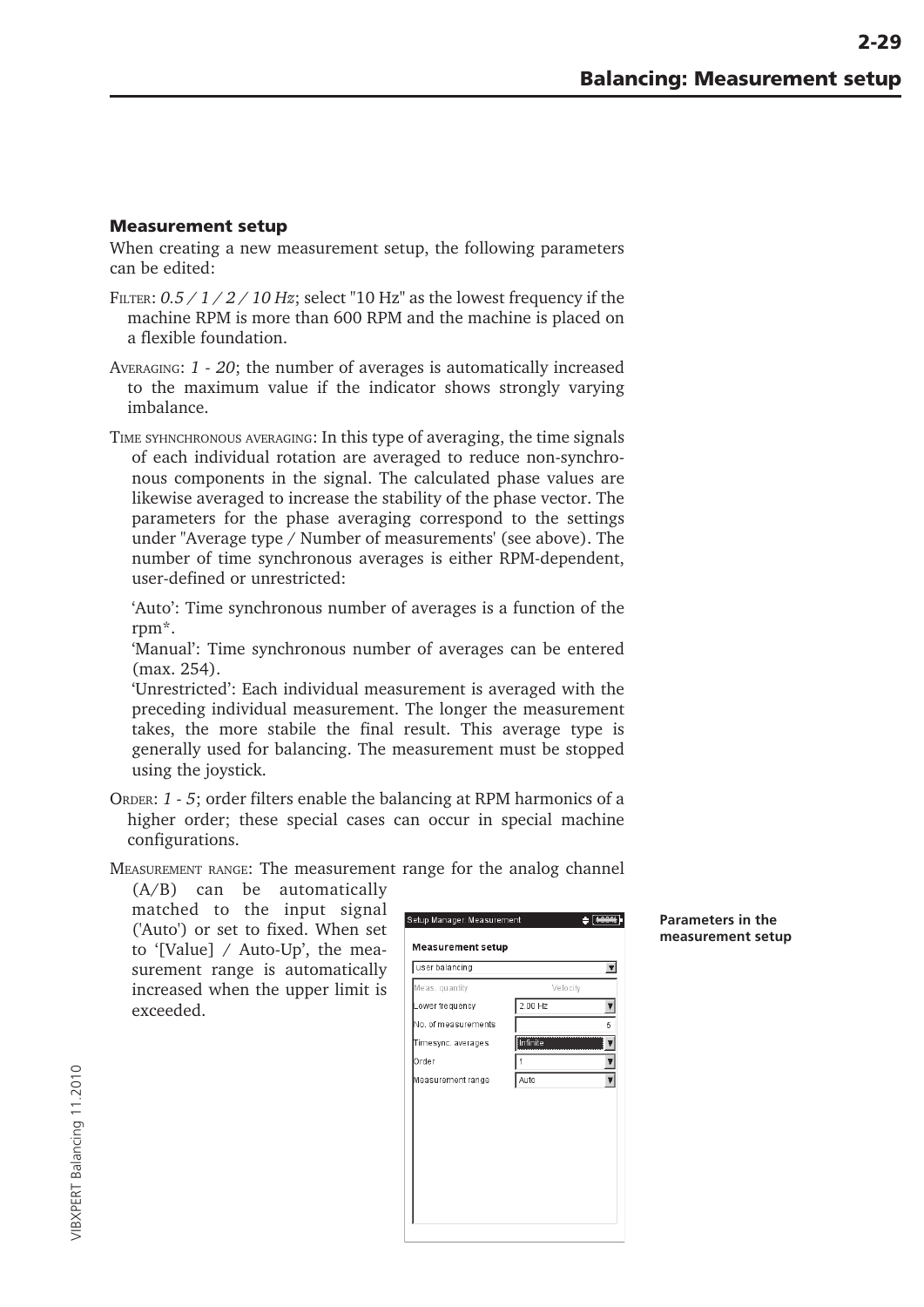### Measurement setup

When creating a new measurement setup, the following parameters can be edited:

FILTER: *0.5 / 1 / 2 / 10 Hz*; select "10 Hz" as the lowest frequency if the machine RPM is more than 600 RPM and the machine is placed on a flexible foundation.

AVERAGING: *1 - 20*; the number of averages is automatically increased to the maximum value if the indicator shows strongly varying imbalance.

TIME SYHNCHRONOUS AVERAGING: In this type of averaging, the time signals of each individual rotation are averaged to reduce non-synchronous components in the signal. The calculated phase values are likewise averaged to increase the stability of the phase vector. The parameters for the phase averaging correspond to the settings under "Average type / Number of measurements' (see above). The number of time synchronous averages is either RPM-dependent, user-defined or unrestricted:

'Auto': Time synchronous number of averages is a function of the rpm*.
'Manual': Time synchronous number of averages can be entered (max. 254).
'Unrestricted': Each individual measurement is averaged with the preceding individual measurement. The longer the measurement takes, the more stabile the final result. This average type is generally used for balancing. The measurement must be stopped using the joystick.

ORDER: *1 - 5*; order filters enable the balancing at RPM harmonics of a higher order; these special cases can occur in special machine configurations.

MEASUREMENT RANGE: The measurement range for the analog channel (A/B) can be automatically matched to the input signal ('Auto') or set to fixed. When set to '[Value] / Auto-Up', the measurement range is automatically increased when the upper limit is exceeded.

Setup Manager: Measurement

Measurement setup

user balancing

Meas. quantity — Velocity
Lower frequency — 2.00 Hz
No. of measurements — 5
Timesync. averages — Infinite
Order — 1
Measurement range — Auto

**Parameters in the measurement setup**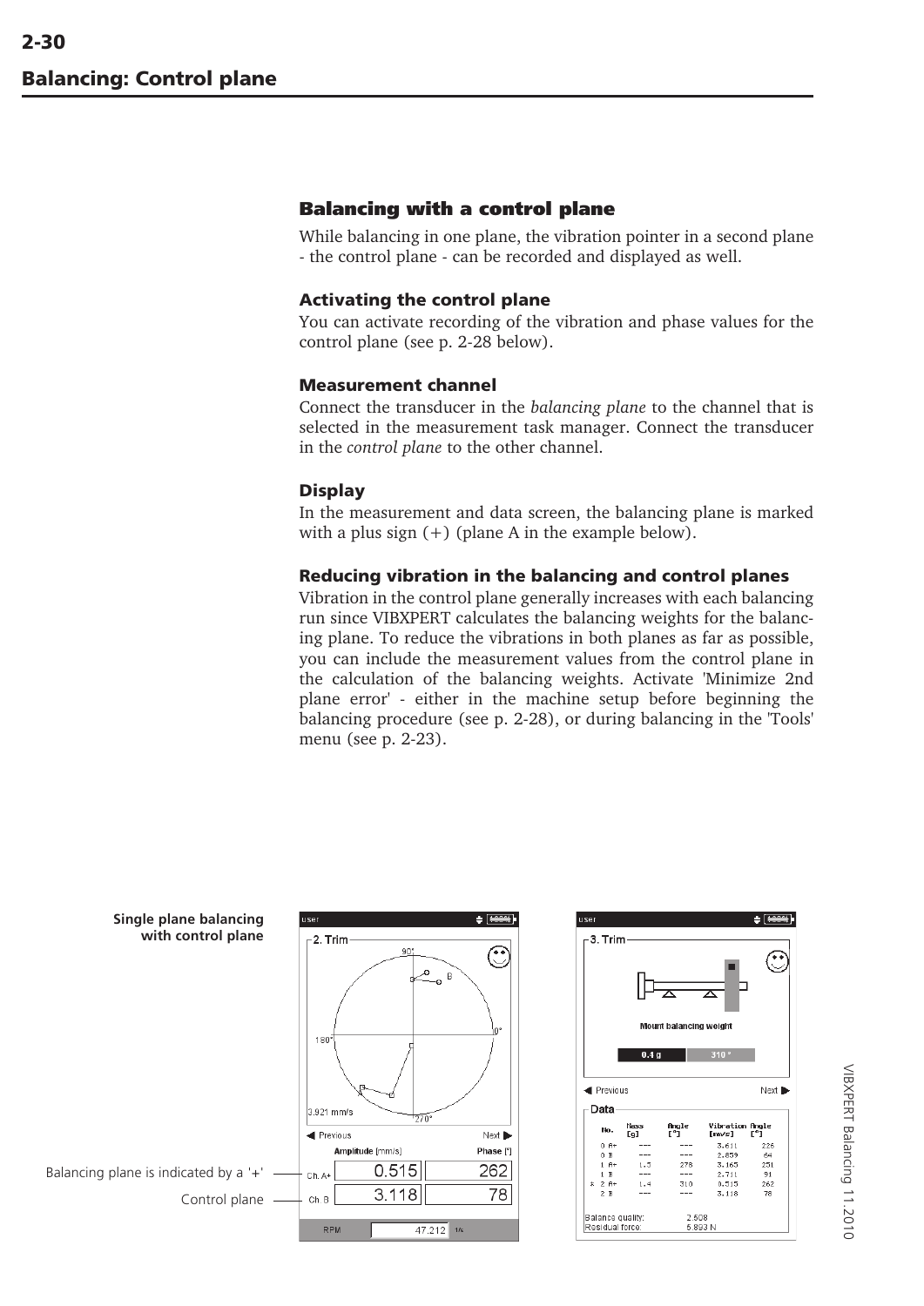# Balancing: Control plane

## Balancing with a control plane

While balancing in one plane, the vibration pointer in a second plane - the control plane - can be recorded and displayed as well.

### Activating the control plane

You can activate recording of the vibration and phase values for the control plane (see p. 2-28 below).

### Measurement channel

Connect the transducer in the *balancing plane* to the channel that is selected in the measurement task manager. Connect the transducer in the *control plane* to the other channel.

### Display

In the measurement and data screen, the balancing plane is marked with a plus sign (+) (plane A in the example below).

### Reducing vibration in the balancing and control planes

Vibration in the control plane generally increases with each balancing run since VIBXPERT calculates the balancing weights for the balancing plane. To reduce the vibrations in both planes as far as possible, you can include the measurement values from the control plane in the calculation of the balancing weights. Activate 'Minimize 2nd plane error' - either in the machine setup before beginning the balancing procedure (see p. 2-28), or during balancing in the 'Tools' menu (see p. 2-23).

**Single plane balancing with control plane**

Balancing plane is indicated by a '+'

Control plane

user

2. Trim

90°

B

180°

0°

3.921 mm/s

270°

Previous

Next

| | Amplitude [mm/s] | Phase [°] |
|---|---|---|
| Ch. A+ | 0.515 | 262 |
| Ch. B | 3.118 | 78 |

RPM 47.212 1/s

user

3. Trim

Mount balancing weight

0.4 g 310 °

Previous

Next

Data

| No. | Mass [g] | Angle [°] | Vibration [mm/s] | Angle [°] |
|---|---|---|---|---|
| 0 A+ | --- | --- | 3.611 | 226 |
| 0 B | --- | --- | 2.859 | 64 |
| 1 A+ | 1.5 | 278 | 3.165 | 251 |
| 1 B | --- | --- | 2.711 | 91 |
| * 2 A+ | 1.4 | 310 | 0.515 | 262 |
| 2 B | --- | --- | 3.118 | 78 |

Balance quality: 2.608

Residual force: 5.893 N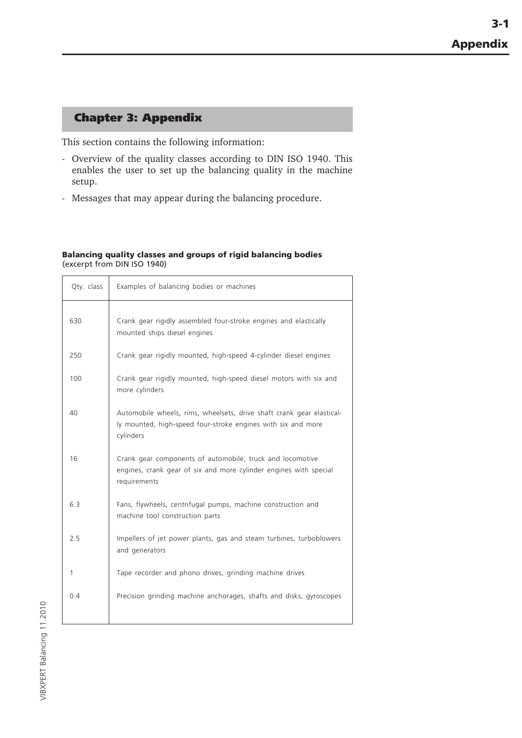## Chapter 3: Appendix

This section contains the following information:

- Overview of the quality classes according to DIN ISO 1940. This enables the user to set up the balancing quality in the machine setup.
- Messages that may appear during the balancing procedure.

**Balancing quality classes and groups of rigid balancing bodies**
(excerpt from DIN ISO 1940)

| Qty. class | Examples of balancing bodies or machines |
|---|---|
| 630 | Crank gear rigidly assembled four-stroke engines and elastically mounted ships diesel engines |
| 250 | Crank gear rigidly mounted, high-speed 4-cylinder diesel engines |
| 100 | Crank gear rigidly mounted, high-speed diesel motors with six and more cylinders |
| 40 | Automobile wheels, rims, wheelsets, drive shaft crank gear elastically mounted, high-speed four-stroke engines with six and more cylinders |
| 16 | Crank gear components of automobile, truck and locomotive engines, crank gear of six and more cylinder engines with special requirements |
| 6.3 | Fans, flywheels, centrifugal pumps, machine construction and machine tool construction parts |
| 2.5 | Impellers of jet power plants, gas and steam turbines, turboblowers and generators |
| 1 | Tape recorder and phono drives, grinding machine drives |
| 0.4 | Precision grinding machine anchorages, shafts and disks, gyroscopes |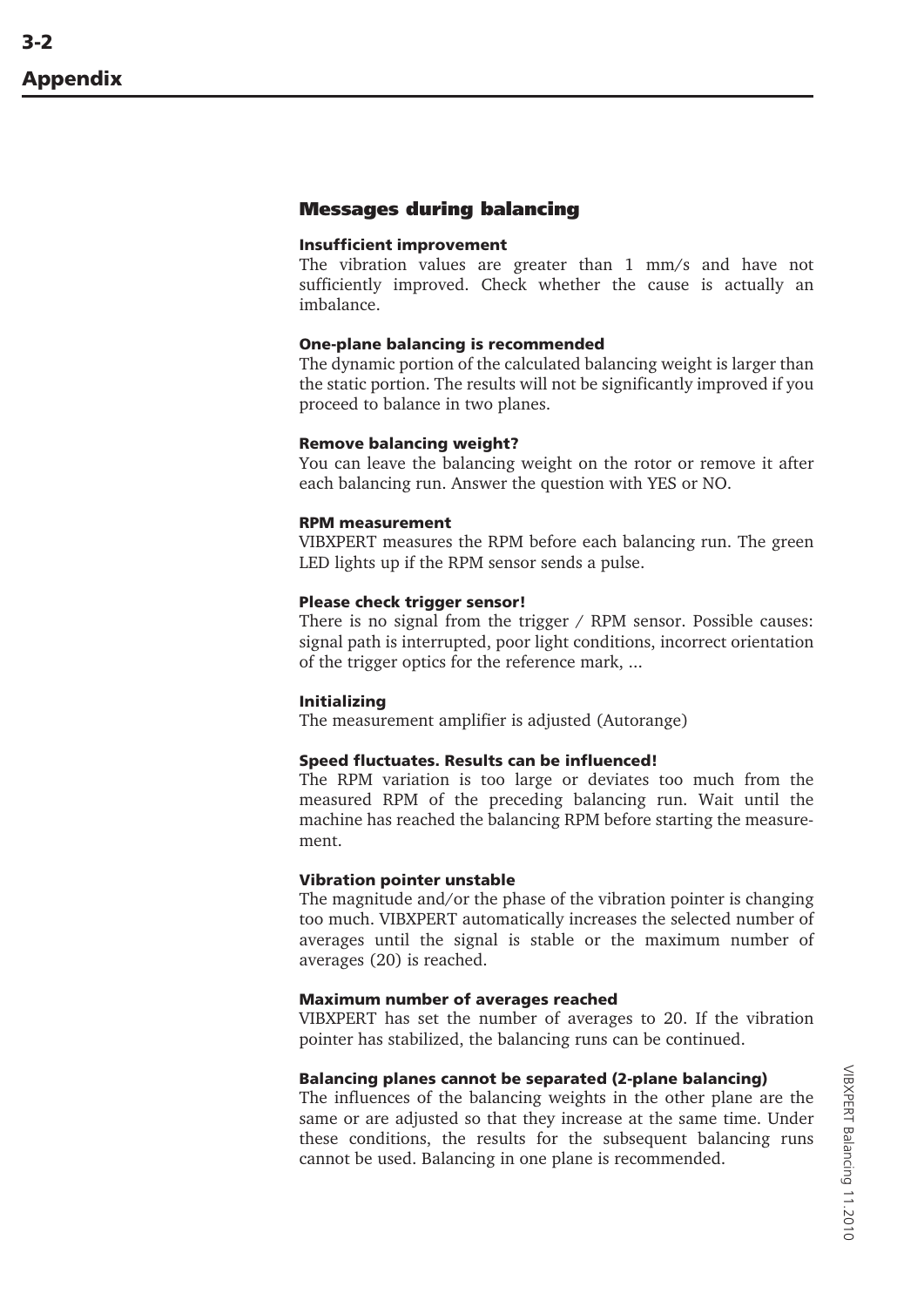## Messages during balancing

#### Insufficient improvement

The vibration values are greater than 1 mm/s and have not sufficiently improved. Check whether the cause is actually an imbalance.

#### One-plane balancing is recommended

The dynamic portion of the calculated balancing weight is larger than the static portion. The results will not be significantly improved if you proceed to balance in two planes.

#### Remove balancing weight?

You can leave the balancing weight on the rotor or remove it after each balancing run. Answer the question with YES or NO.

#### RPM measurement

VIBXPERT measures the RPM before each balancing run. The green LED lights up if the RPM sensor sends a pulse.

#### Please check trigger sensor!

There is no signal from the trigger / RPM sensor. Possible causes: signal path is interrupted, poor light conditions, incorrect orientation of the trigger optics for the reference mark, ...

#### Initializing

The measurement amplifier is adjusted (Autorange)

#### Speed fluctuates. Results can be influenced!

The RPM variation is too large or deviates too much from the measured RPM of the preceding balancing run. Wait until the machine has reached the balancing RPM before starting the measurement.

#### Vibration pointer unstable

The magnitude and/or the phase of the vibration pointer is changing too much. VIBXPERT automatically increases the selected number of averages until the signal is stable or the maximum number of averages (20) is reached.

#### Maximum number of averages reached

VIBXPERT has set the number of averages to 20. If the vibration pointer has stabilized, the balancing runs can be continued.

#### Balancing planes cannot be separated (2-plane balancing)

The influences of the balancing weights in the other plane are the same or are adjusted so that they increase at the same time. Under these conditions, the results for the subsequent balancing runs cannot be used. Balancing in one plane is recommended.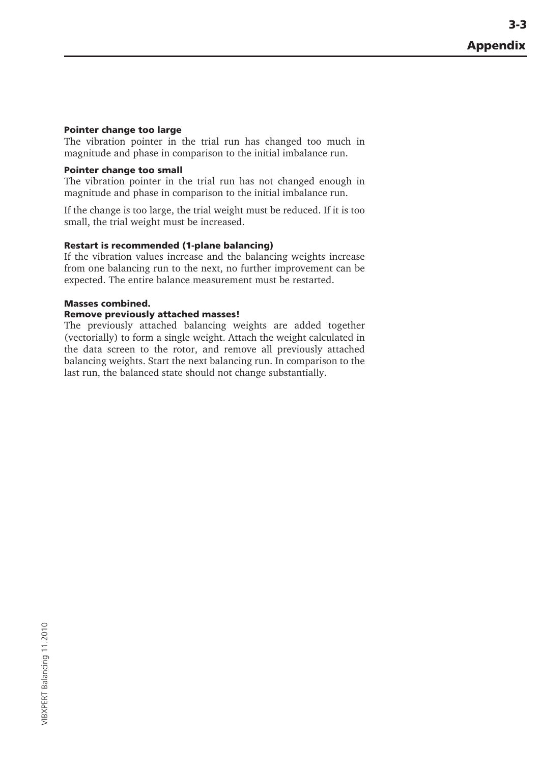**Pointer change too large**

The vibration pointer in the trial run has changed too much in magnitude and phase in comparison to the initial imbalance run.

**Pointer change too small**

The vibration pointer in the trial run has not changed enough in magnitude and phase in comparison to the initial imbalance run.

If the change is too large, the trial weight must be reduced. If it is too small, the trial weight must be increased.

**Restart is recommended (1-plane balancing)**

If the vibration values increase and the balancing weights increase from one balancing run to the next, no further improvement can be expected. The entire balance measurement must be restarted.

**Masses combined.**
**Remove previously attached masses!**

The previously attached balancing weights are added together (vectorially) to form a single weight. Attach the weight calculated in the data screen to the rotor, and remove all previously attached balancing weights. Start the next balancing run. In comparison to the last run, the balanced state should not change substantially.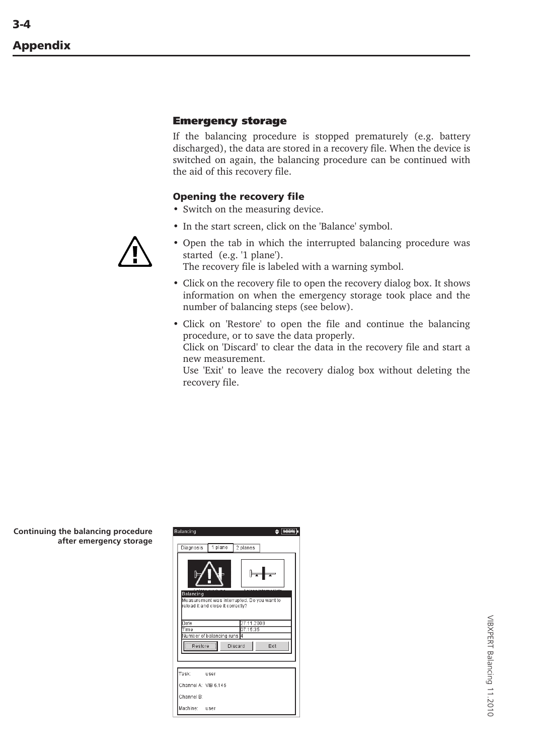## Emergency storage

If the balancing procedure is stopped prematurely (e.g. battery discharged), the data are stored in a recovery file. When the device is switched on again, the balancing procedure can be continued with the aid of this recovery file.

### Opening the recovery file

- Switch on the measuring device.
- In the start screen, click on the 'Balance' symbol.
- Open the tab in which the interrupted balancing procedure was started (e.g. '1 plane').
  The recovery file is labeled with a warning symbol.
- Click on the recovery file to open the recovery dialog box. It shows information on when the emergency storage took place and the number of balancing steps (see below).
- Click on 'Restore' to open the file and continue the balancing procedure, or to save the data properly.
  Click on 'Discard' to clear the data in the recovery file and start a new measurement.
  Use 'Exit' to leave the recovery dialog box without deleting the recovery file.

**Continuing the balancing procedure after emergency storage**

Balancing

Diagnosis | 1 plane | 2 planes

Balancing

Measurement was interrupted. Do you want to reload it and close it correctly?

| | |
|---|---|
| Date | 27.11.2008 |
| Time | 07:15:35 |
| Number of balancing runs | 4 |

Restore | Discard | Exit

Task: user

Channel A: VIB 6.145

Channel B:

Machine: user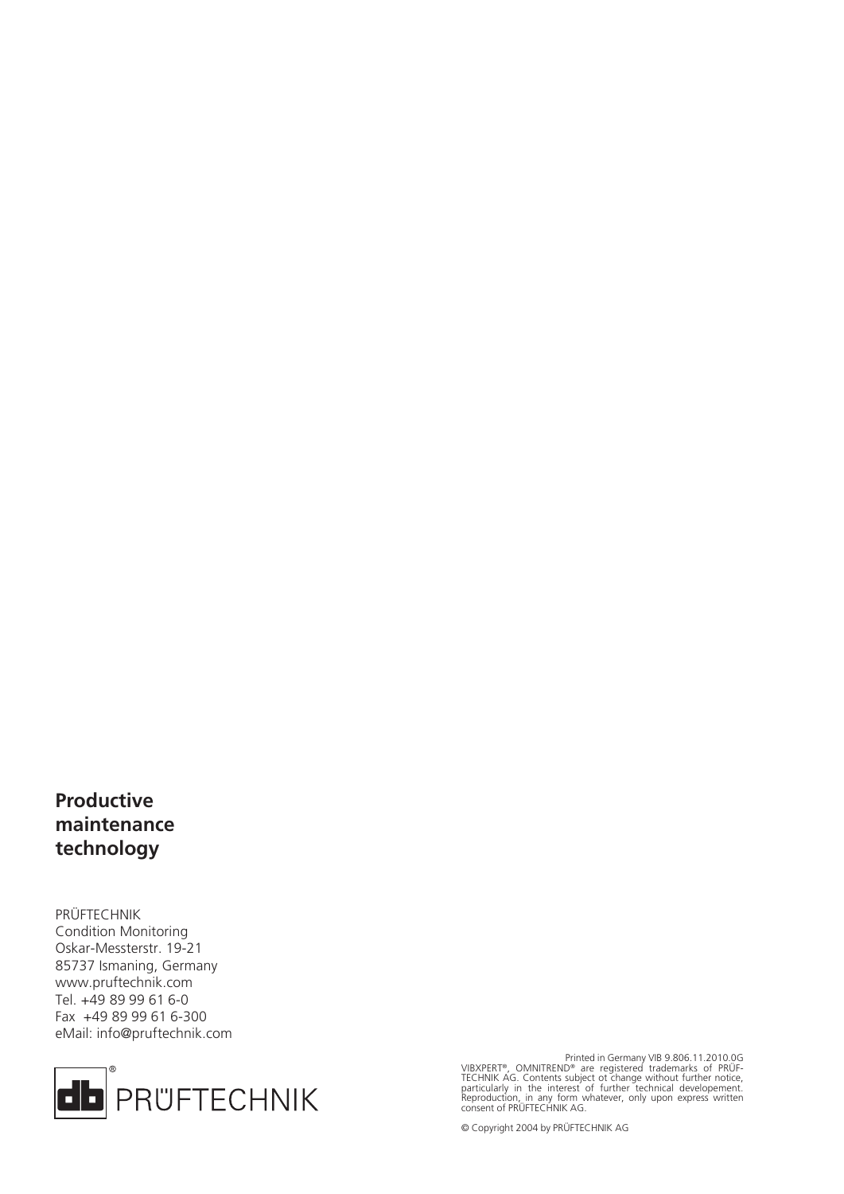**Productive maintenance technology**

PRÜFTECHNIK  
Condition Monitoring  
Oskar-Messterstr. 19-21  
85737 Ismaning, Germany  
www.pruftechnik.com  
Tel. +49 89 99 61 6-0  
Fax +49 89 99 61 6-300  
eMail: info@pruftechnik.com

PRÜFTECHNIK

Printed in Germany VIB 9.806.11.2010.0G  
VIBXPERT®, OMNITREND® are registered trademarks of PRÜFTECHNIK AG. Contents subject ot change without further notice, particularly in the interest of further technical developement. Reproduction, in any form whatever, only upon express written consent of PRÜFTECHNIK AG.

© Copyright 2004 by PRÜFTECHNIK AG